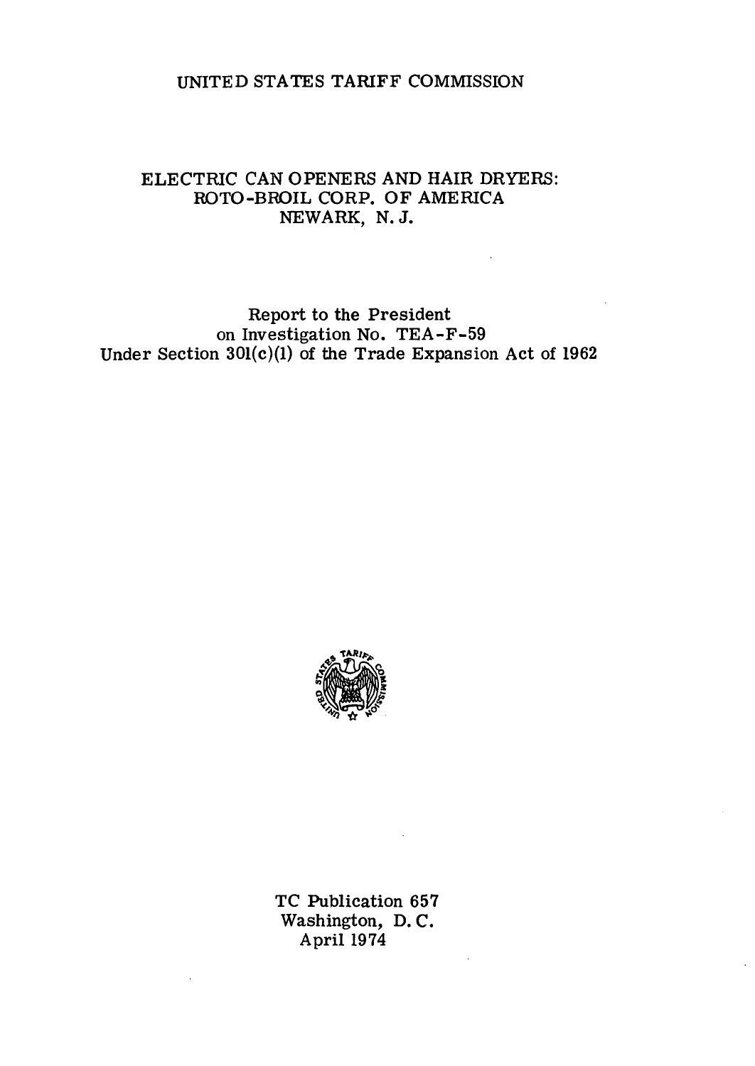UNITED STATES TARIFF COMMISSION

# ELECTRIC CAN OPENERS AND HAIR DRYERS: ROTO-BROIL CORP. OF AMERICA NEWARK, N. J.

Report to the President
on Investigation No. TEA-F-59
Under Section 301(c)(1) of the Trade Expansion Act of 1962

TC Publication 657
Washington, D. C.
April 1974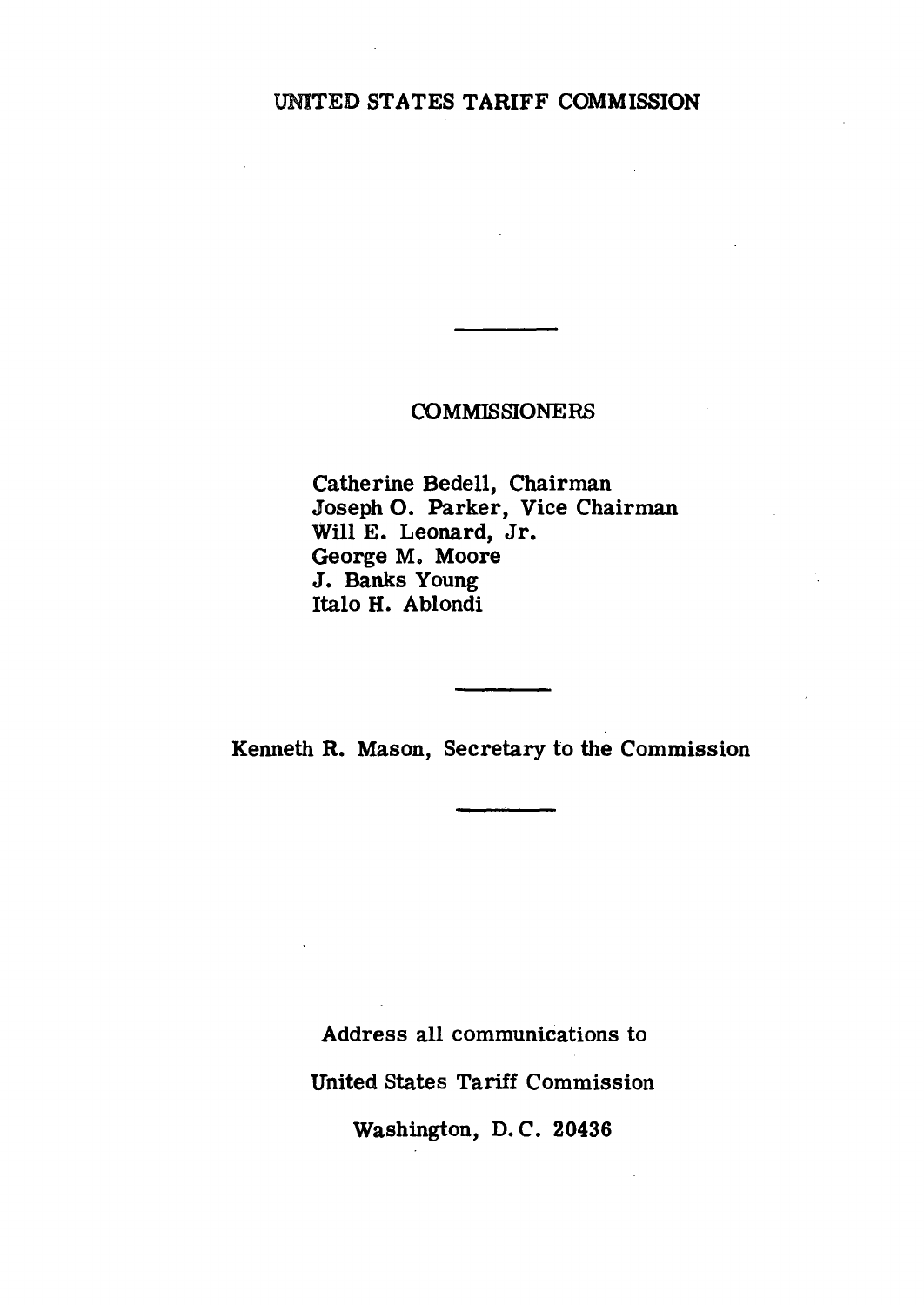UNITED STATES TARIFF COMMISSION

---

COMMISSIONERS

Catherine Bedell, Chairman
Joseph O. Parker, Vice Chairman
Will E. Leonard, Jr.
George M. Moore
J. Banks Young
Italo H. Ablondi

---

Kenneth R. Mason, Secretary to the Commission

---

Address all communications to

United States Tariff Commission

Washington, D. C. 20436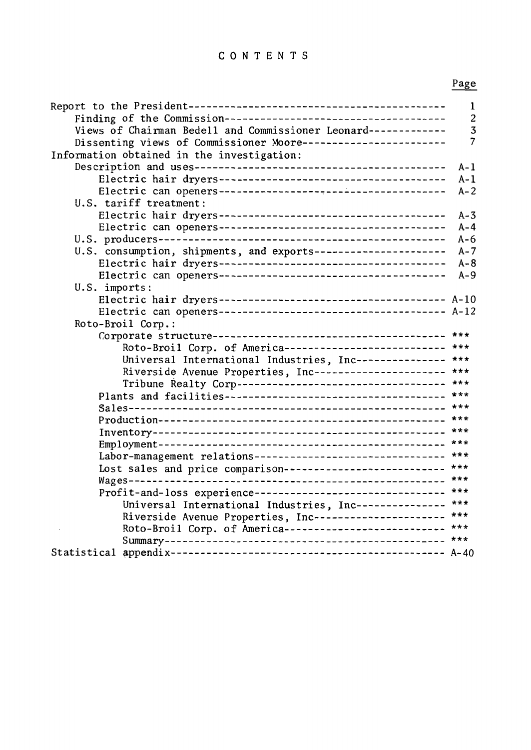# CONTENTS

| | Page |
|---|---|
| Report to the President | 1 |
| Finding of the Commission | 2 |
| Views of Chairman Bedell and Commissioner Leonard | 3 |
| Dissenting views of Commissioner Moore | 7 |
| Information obtained in the investigation: | |
| Description and uses | A-1 |
| Electric hair dryers | A-1 |
| Electric can openers | A-2 |
| U.S. tariff treatment: | |
| Electric hair dryers | A-3 |
| Electric can openers | A-4 |
| U.S. producers | A-6 |
| U.S. consumption, shipments, and exports | A-7 |
| Electric hair dryers | A-8 |
| Electric can openers | A-9 |
| U.S. imports: | |
| Electric hair dryers | A-10 |
| Electric can openers | A-12 |
| Roto-Broil Corp.: | |
| Corporate structure | *** |
| Roto-Broil Corp. of America | *** |
| Universal International Industries, Inc | *** |
| Riverside Avenue Properties, Inc | *** |
| Tribune Realty Corp | *** |
| Plants and facilities | *** |
| Sales | *** |
| Production | *** |
| Inventory | *** |
| Employment | *** |
| Labor-management relations | *** |
| Lost sales and price comparison | *** |
| Wages | *** |
| Profit-and-loss experience | *** |
| Universal International Industries, Inc | *** |
| Riverside Avenue Properties, Inc | *** |
| Roto-Broil Corp. of America | *** |
| Summary | *** |
| Statistical appendix | A-40 |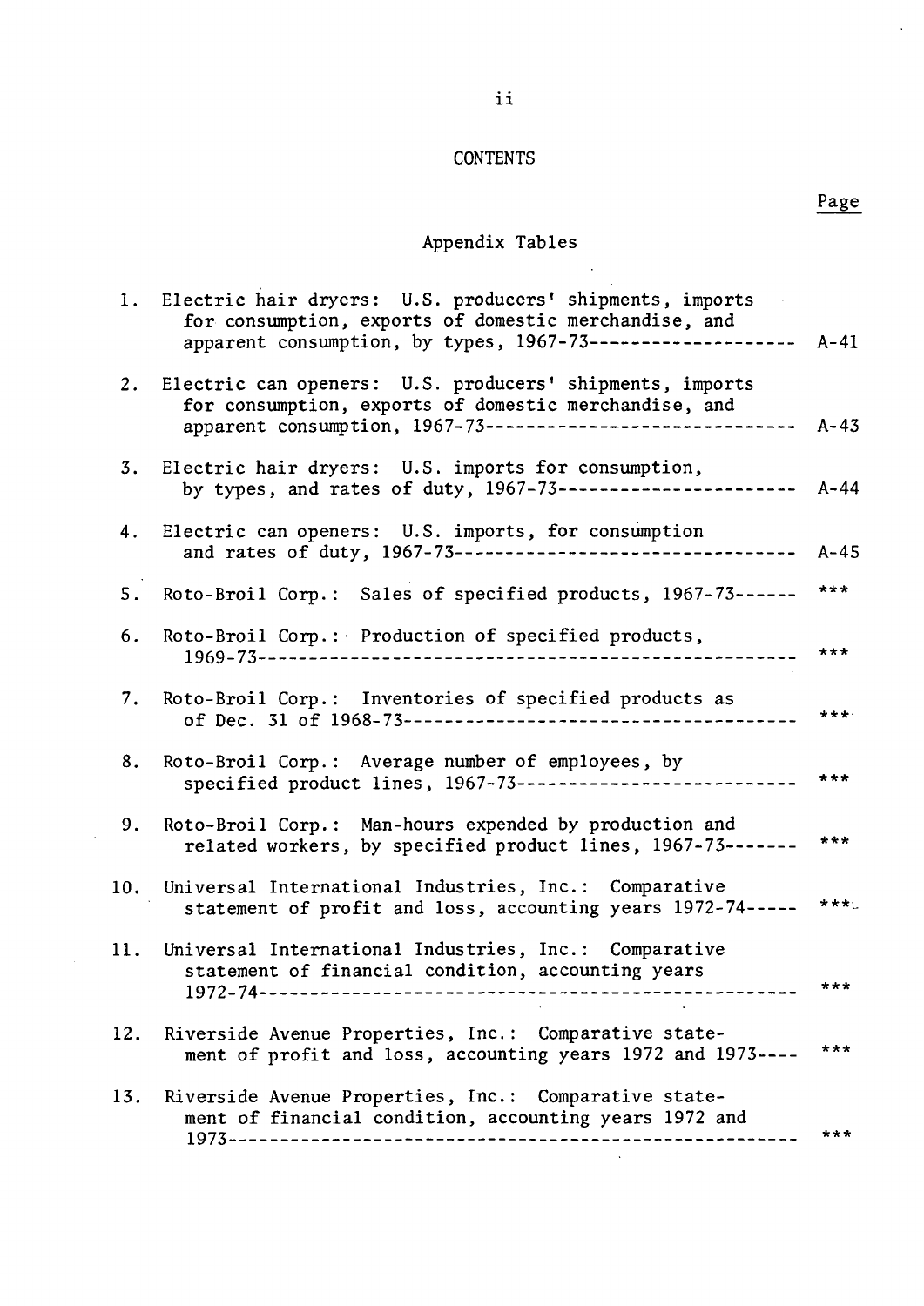# CONTENTS

Page

## Appendix Tables

1. Electric hair dryers: U.S. producers' shipments, imports for consumption, exports of domestic merchandise, and apparent consumption, by types, 1967-73-------------------- A-41

2. Electric can openers: U.S. producers' shipments, imports for consumption, exports of domestic merchandise, and apparent consumption, 1967-73------------------------------ A-43

3. Electric hair dryers: U.S. imports for consumption, by types, and rates of duty, 1967-73----------------------- A-44

4. Electric can openers: U.S. imports, for consumption and rates of duty, 1967-73-------------------------------- A-45

5. Roto-Broil Corp.: Sales of specified products, 1967-73------ ***

6. Roto-Broil Corp.: Production of specified products, 1969-73--------------------------------------------------- ***

7. Roto-Broil Corp.: Inventories of specified products as of Dec. 31 of 1968-73------------------------------------- ***

8. Roto-Broil Corp.: Average number of employees, by specified product lines, 1967-73-------------------------- ***

9. Roto-Broil Corp.: Man-hours expended by production and related workers, by specified product lines, 1967-73------- ***

10. Universal International Industries, Inc.: Comparative statement of profit and loss, accounting years 1972-74----- ***

11. Universal International Industries, Inc.: Comparative statement of financial condition, accounting years 1972-74--------------------------------------------------- ***

12. Riverside Avenue Properties, Inc.: Comparative statement of profit and loss, accounting years 1972 and 1973---- ***

13. Riverside Avenue Properties, Inc.: Comparative statement of financial condition, accounting years 1972 and 1973------------------------------------------------------ ***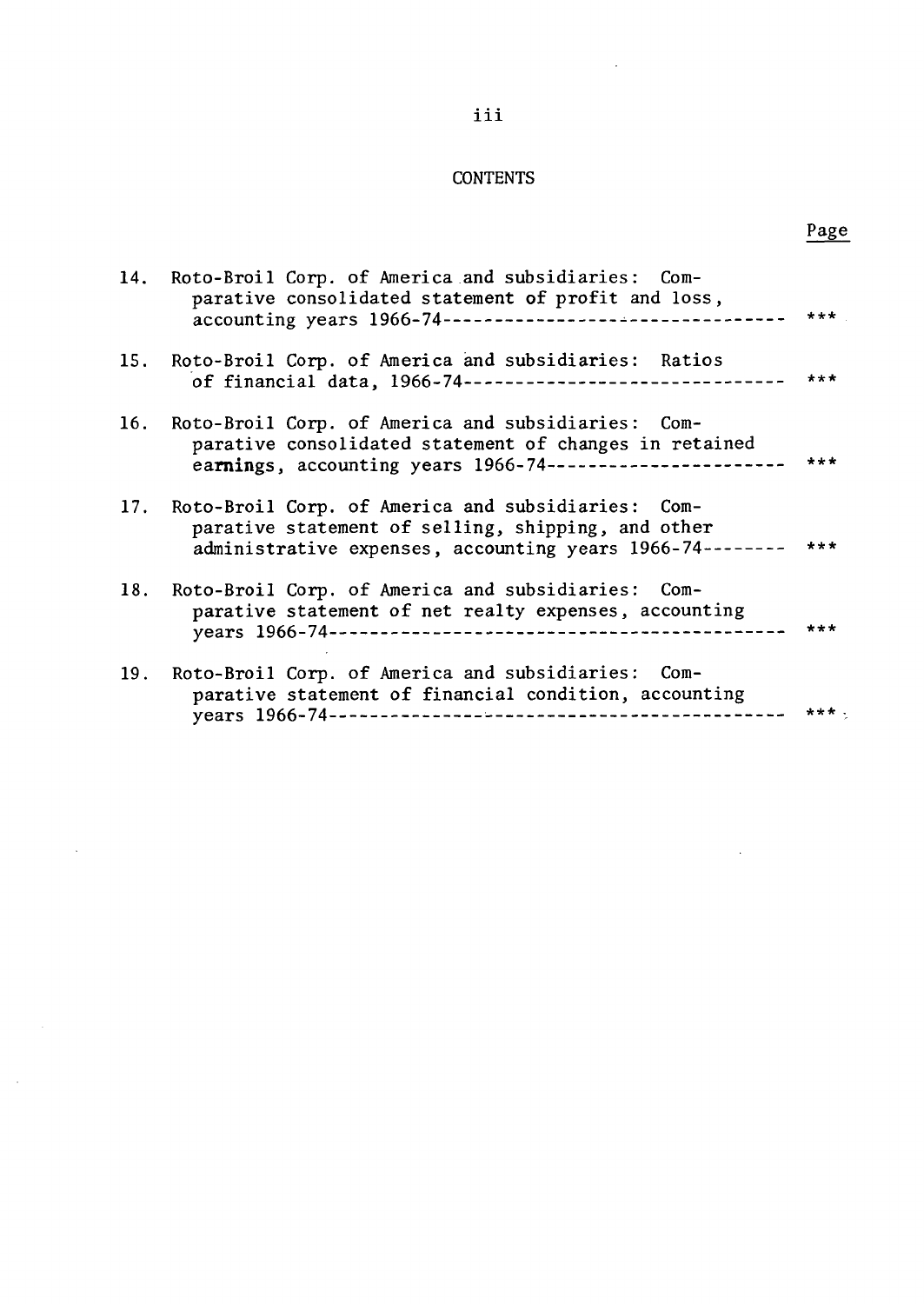# CONTENTS

| | | Page |
|---|---|---|
| 14. | Roto-Broil Corp. of America and subsidiaries: Comparative consolidated statement of profit and loss, accounting years 1966-74 | *** |
| 15. | Roto-Broil Corp. of America and subsidiaries: Ratios of financial data, 1966-74 | *** |
| 16. | Roto-Broil Corp. of America and subsidiaries: Comparative consolidated statement of changes in retained earnings, accounting years 1966-74 | *** |
| 17. | Roto-Broil Corp. of America and subsidiaries: Comparative statement of selling, shipping, and other administrative expenses, accounting years 1966-74 | *** |
| 18. | Roto-Broil Corp. of America and subsidiaries: Comparative statement of net realty expenses, accounting years 1966-74 | *** |
| 19. | Roto-Broil Corp. of America and subsidiaries: Comparative statement of financial condition, accounting years 1966-74 | *** |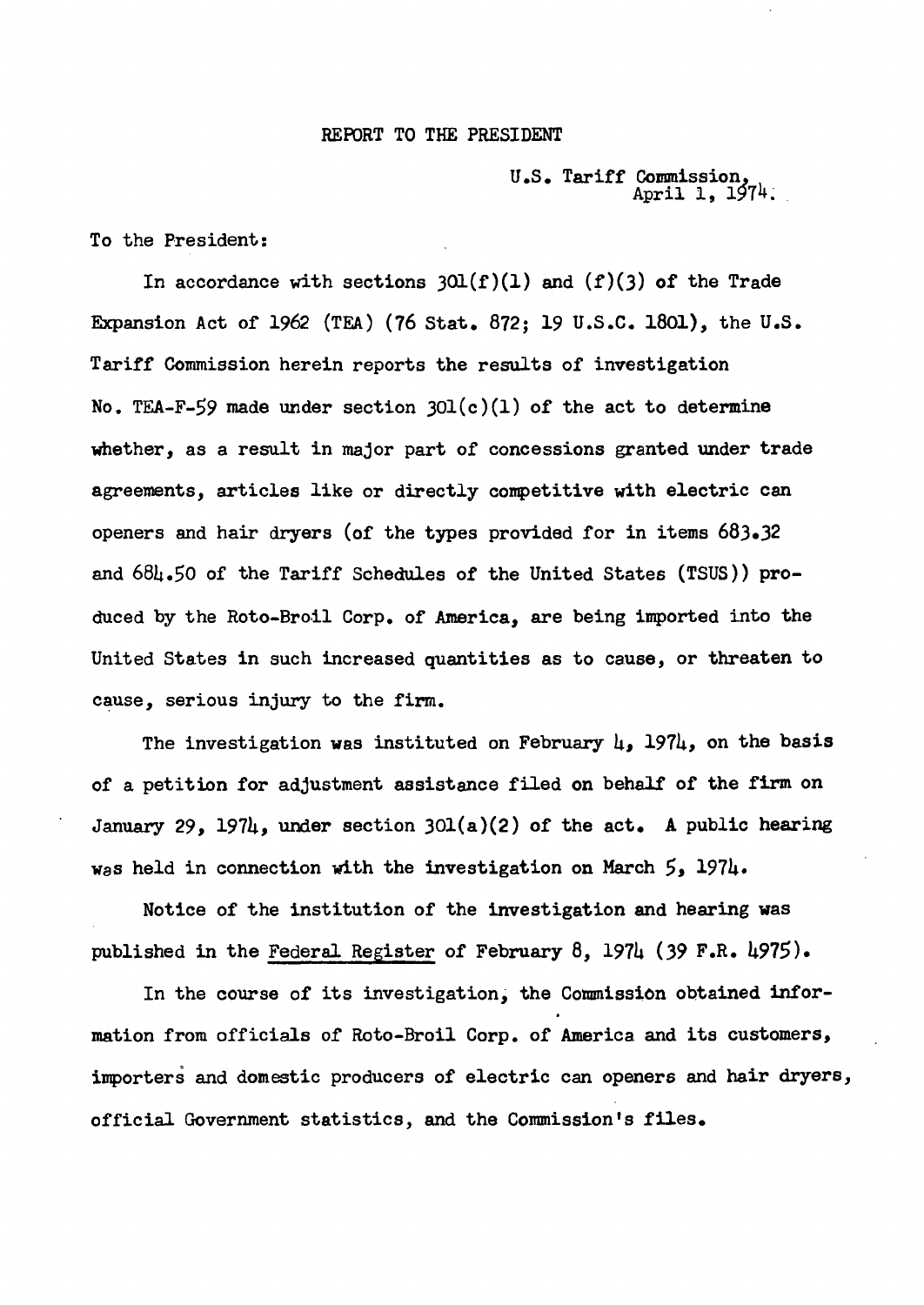# REPORT TO THE PRESIDENT

U.S. Tariff Commission,
April 1, 1974.

To the President:

In accordance with sections 301(f)(1) and (f)(3) of the Trade Expansion Act of 1962 (TEA) (76 Stat. 872; 19 U.S.C. 1801), the U.S. Tariff Commission herein reports the results of investigation No. TEA-F-59 made under section 301(c)(1) of the act to determine whether, as a result in major part of concessions granted under trade agreements, articles like or directly competitive with electric can openers and hair dryers (of the types provided for in items 683.32 and 684.50 of the Tariff Schedules of the United States (TSUS)) produced by the Roto-Broil Corp. of America, are being imported into the United States in such increased quantities as to cause, or threaten to cause, serious injury to the firm.

The investigation was instituted on February 4, 1974, on the basis of a petition for adjustment assistance filed on behalf of the firm on January 29, 1974, under section 301(a)(2) of the act. A public hearing was held in connection with the investigation on March 5, 1974.

Notice of the institution of the investigation and hearing was published in the Federal Register of February 8, 1974 (39 F.R. 4975).

In the course of its investigation, the Commission obtained information from officials of Roto-Broil Corp. of America and its customers, importers and domestic producers of electric can openers and hair dryers, official Government statistics, and the Commission's files.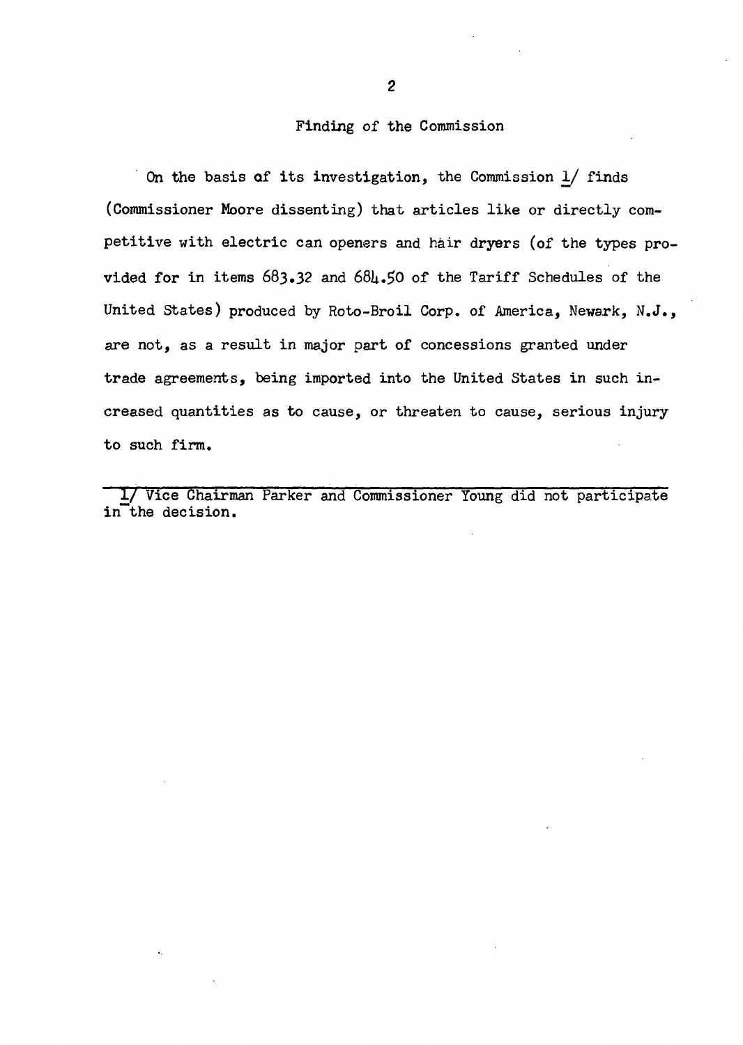## Finding of the Commission

On the basis of its investigation, the Commission [1] finds (Commissioner Moore dissenting) that articles like or directly competitive with electric can openers and hair dryers (of the types provided for in items 683.32 and 684.50 of the Tariff Schedules of the United States) produced by Roto-Broil Corp. of America, Newark, N.J., are not, as a result in major part of concessions granted under trade agreements, being imported into the United States in such increased quantities as to cause, or threaten to cause, serious injury to such firm.

---

1/ Vice Chairman Parker and Commissioner Young did not participate in the decision.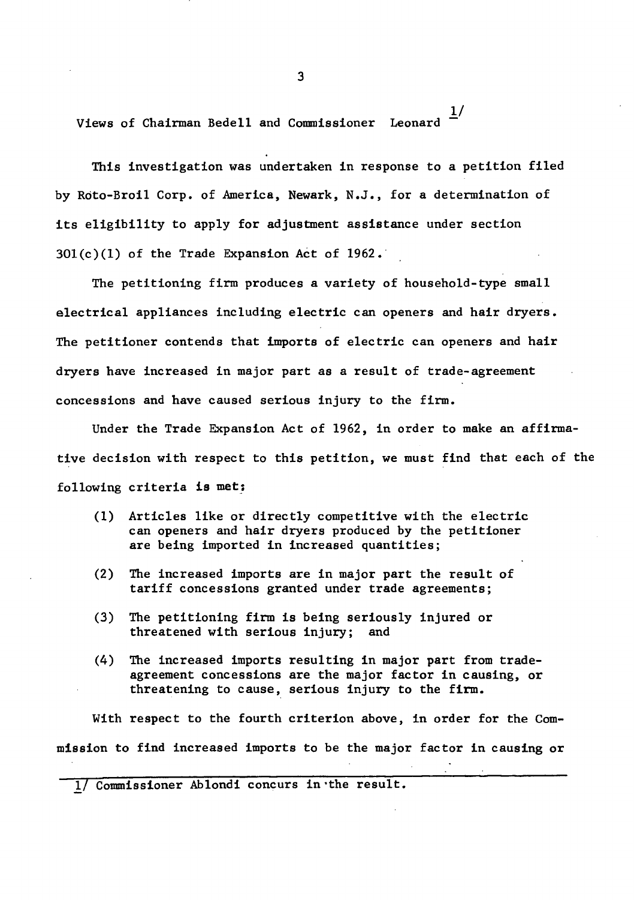Views of Chairman Bedell and Commissioner Leonard [1/]

This investigation was undertaken in response to a petition filed by Roto-Broil Corp. of America, Newark, N.J., for a determination of its eligibility to apply for adjustment assistance under section 301(c)(1) of the Trade Expansion Act of 1962.

The petitioning firm produces a variety of household-type small electrical appliances including electric can openers and hair dryers. The petitioner contends that imports of electric can openers and hair dryers have increased in major part as a result of trade-agreement concessions and have caused serious injury to the firm.

Under the Trade Expansion Act of 1962, in order to make an affirmative decision with respect to this petition, we must find that each of the following criteria is met;

(1) Articles like or directly competitive with the electric can openers and hair dryers produced by the petitioner are being imported in increased quantities;

(2) The increased imports are in major part the result of tariff concessions granted under trade agreements;

(3) The petitioning firm is being seriously injured or threatened with serious injury; and

(4) The increased imports resulting in major part from trade-agreement concessions are the major factor in causing, or threatening to cause, serious injury to the firm.

With respect to the fourth criterion above, in order for the Commission to find increased imports to be the major factor in causing or

1/ Commissioner Ablondi concurs in the result.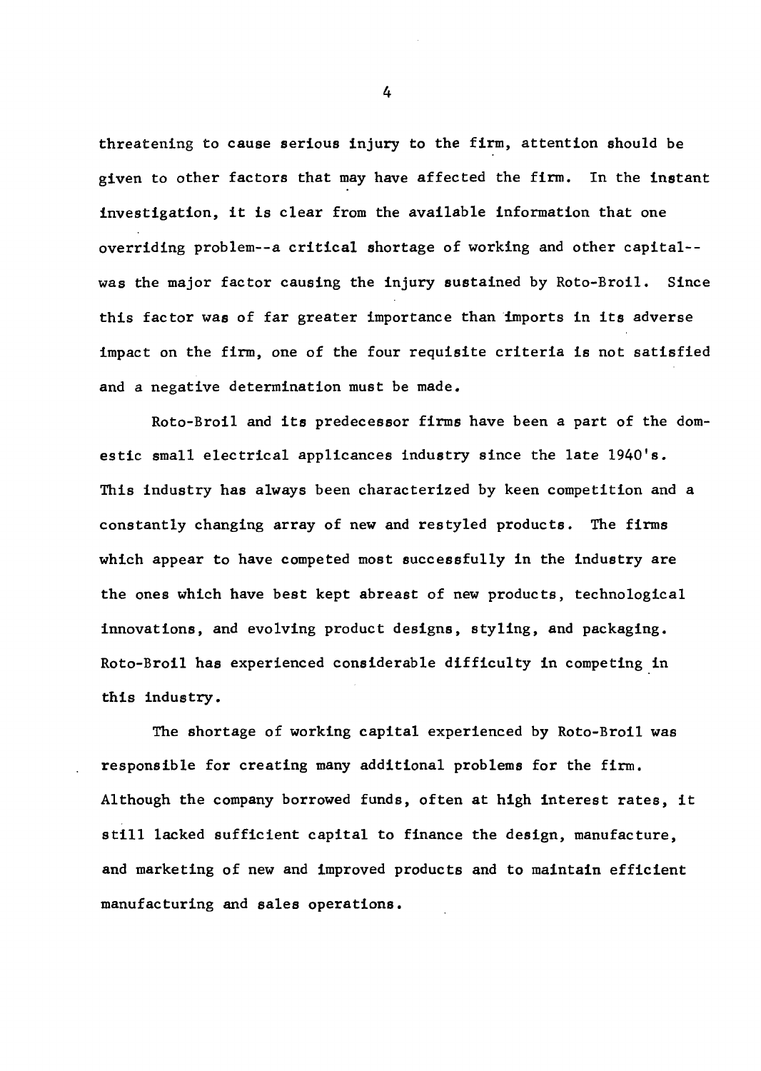threatening to cause serious injury to the firm, attention should be given to other factors that may have affected the firm. In the instant investigation, it is clear from the available information that one overriding problem--a critical shortage of working and other capital--was the major factor causing the injury sustained by Roto-Broil. Since this factor was of far greater importance than imports in its adverse impact on the firm, one of the four requisite criteria is not satisfied and a negative determination must be made.

Roto-Broil and its predecessor firms have been a part of the domestic small electrical applicances industry since the late 1940's. This industry has always been characterized by keen competition and a constantly changing array of new and restyled products. The firms which appear to have competed most successfully in the industry are the ones which have best kept abreast of new products, technological innovations, and evolving product designs, styling, and packaging. Roto-Broil has experienced considerable difficulty in competing in this industry.

The shortage of working capital experienced by Roto-Broil was responsible for creating many additional problems for the firm. Although the company borrowed funds, often at high interest rates, it still lacked sufficient capital to finance the design, manufacture, and marketing of new and improved products and to maintain efficient manufacturing and sales operations.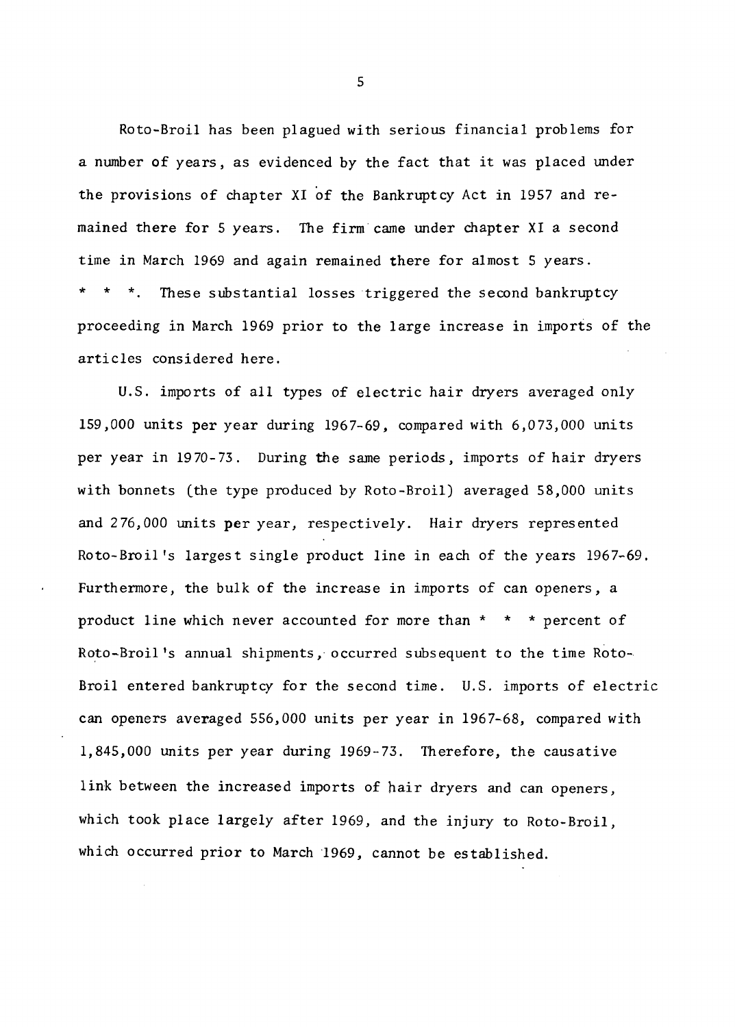Roto-Broil has been plagued with serious financial problems for a number of years, as evidenced by the fact that it was placed under the provisions of chapter XI of the Bankruptcy Act in 1957 and remained there for 5 years. The firm came under chapter XI a second time in March 1969 and again remained there for almost 5 years. * * *. These substantial losses triggered the second bankruptcy proceeding in March 1969 prior to the large increase in imports of the articles considered here.

U.S. imports of all types of electric hair dryers averaged only 159,000 units per year during 1967-69, compared with 6,073,000 units per year in 1970-73. During the same periods, imports of hair dryers with bonnets (the type produced by Roto-Broil) averaged 58,000 units and 276,000 units per year, respectively. Hair dryers represented Roto-Broil's largest single product line in each of the years 1967-69. Furthermore, the bulk of the increase in imports of can openers, a product line which never accounted for more than * * * percent of Roto-Broil's annual shipments, occurred subsequent to the time Roto-Broil entered bankruptcy for the second time. U.S. imports of electric can openers averaged 556,000 units per year in 1967-68, compared with 1,845,000 units per year during 1969-73. Therefore, the causative link between the increased imports of hair dryers and can openers, which took place largely after 1969, and the injury to Roto-Broil, which occurred prior to March 1969, cannot be established.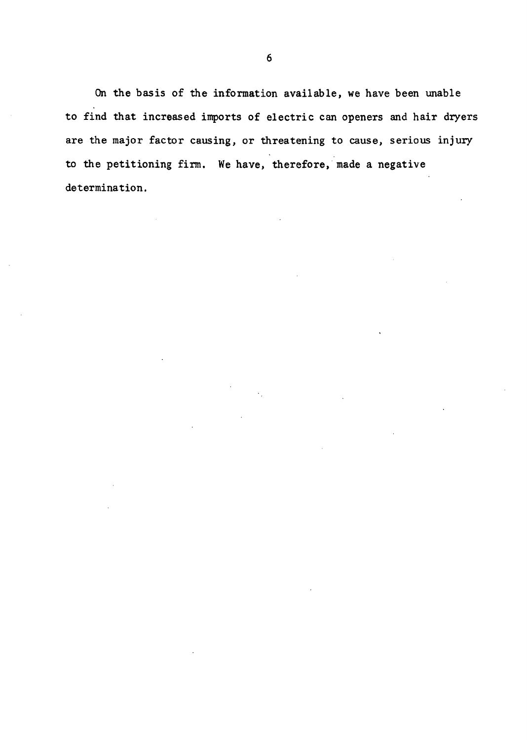On the basis of the information available, we have been unable to find that increased imports of electric can openers and hair dryers are the major factor causing, or threatening to cause, serious injury to the petitioning firm. We have, therefore, made a negative determination.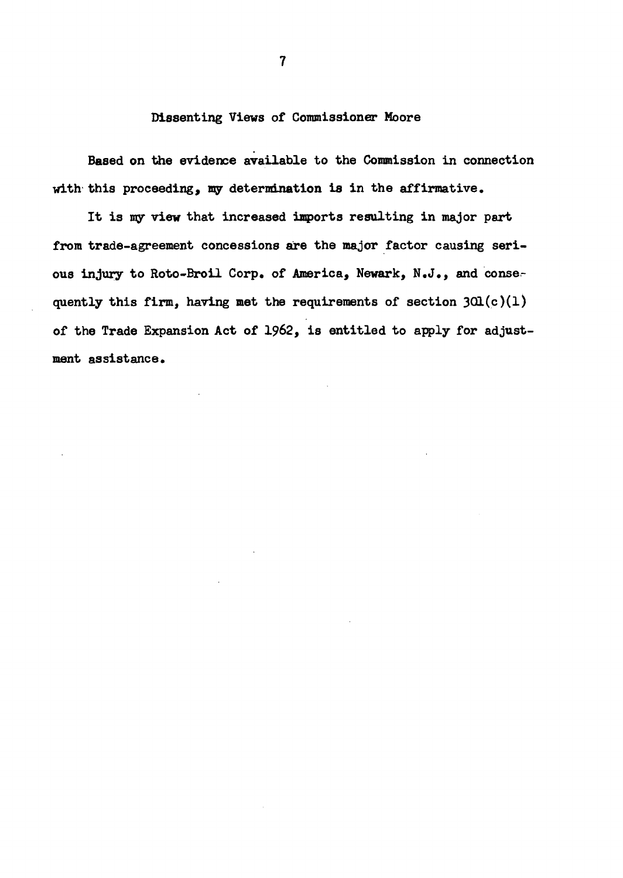## Dissenting Views of Commissioner Moore

Based on the evidence available to the Commission in connection with this proceeding, my determination is in the affirmative.

It is my view that increased imports resulting in major part from trade-agreement concessions are the major factor causing serious injury to Roto-Broil Corp. of America, Newark, N.J., and consequently this firm, having met the requirements of section 301(c)(1) of the Trade Expansion Act of 1962, is entitled to apply for adjustment assistance.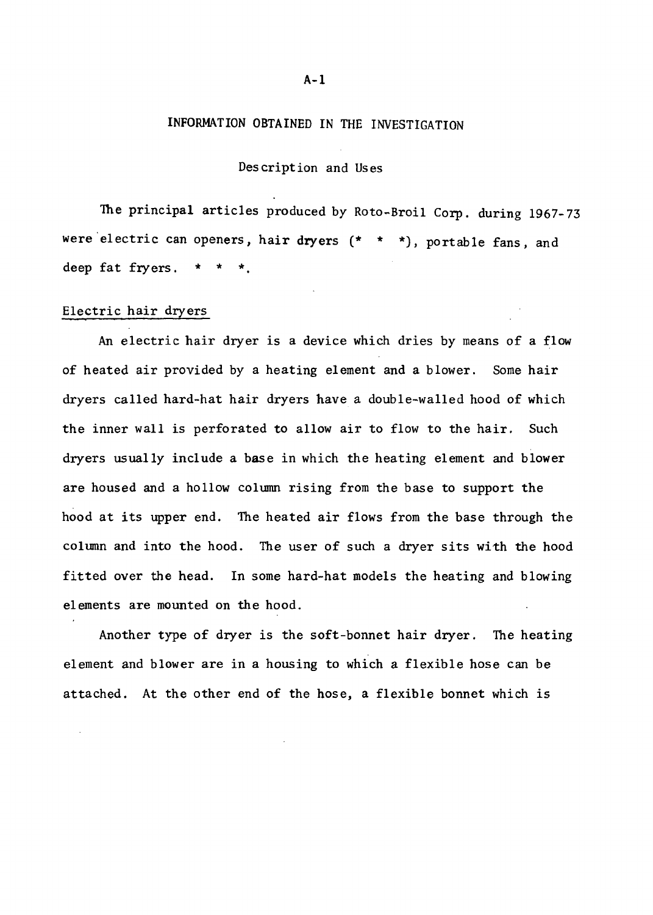# INFORMATION OBTAINED IN THE INVESTIGATION

## Description and Uses

The principal articles produced by Roto-Broil Corp. during 1967-73 were electric can openers, hair dryers (* * *), portable fans, and deep fat fryers. * * *.

### Electric hair dryers

An electric hair dryer is a device which dries by means of a flow of heated air provided by a heating element and a blower. Some hair dryers called hard-hat hair dryers have a double-walled hood of which the inner wall is perforated to allow air to flow to the hair. Such dryers usually include a base in which the heating element and blower are housed and a hollow column rising from the base to support the hood at its upper end. The heated air flows from the base through the column and into the hood. The user of such a dryer sits with the hood fitted over the head. In some hard-hat models the heating and blowing elements are mounted on the hood.

Another type of dryer is the soft-bonnet hair dryer. The heating element and blower are in a housing to which a flexible hose can be attached. At the other end of the hose, a flexible bonnet which is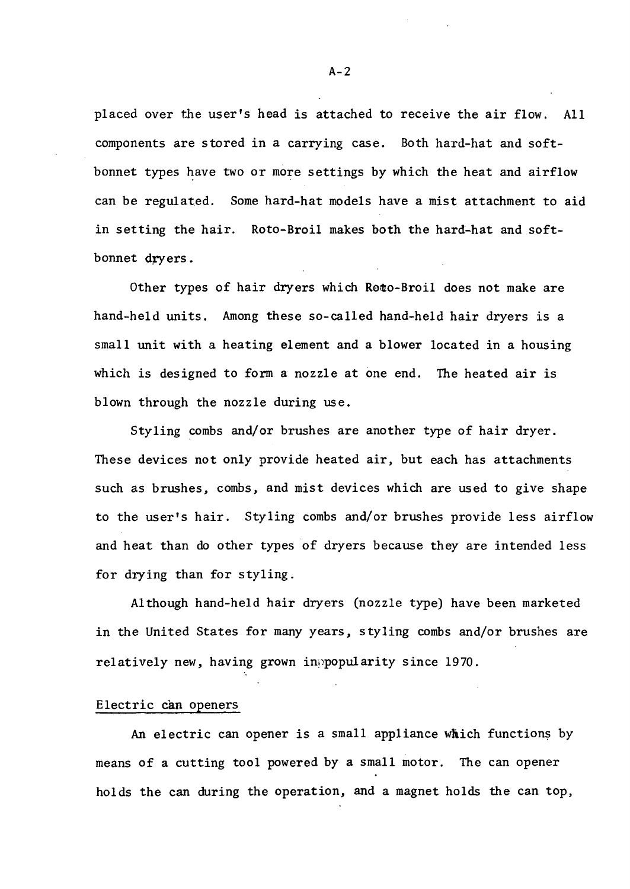placed over the user's head is attached to receive the air flow. All components are stored in a carrying case. Both hard-hat and soft-bonnet types have two or more settings by which the heat and airflow can be regulated. Some hard-hat models have a mist attachment to aid in setting the hair. Roto-Broil makes both the hard-hat and soft-bonnet dryers.

Other types of hair dryers which Roto-Broil does not make are hand-held units. Among these so-called hand-held hair dryers is a small unit with a heating element and a blower located in a housing which is designed to form a nozzle at one end. The heated air is blown through the nozzle during use.

Styling combs and/or brushes are another type of hair dryer. These devices not only provide heated air, but each has attachments such as brushes, combs, and mist devices which are used to give shape to the user's hair. Styling combs and/or brushes provide less airflow and heat than do other types of dryers because they are intended less for drying than for styling.

Although hand-held hair dryers (nozzle type) have been marketed in the United States for many years, styling combs and/or brushes are relatively new, having grown in popularity since 1970.

Electric can openers

An electric can opener is a small appliance which functions by means of a cutting tool powered by a small motor. The can opener holds the can during the operation, and a magnet holds the can top,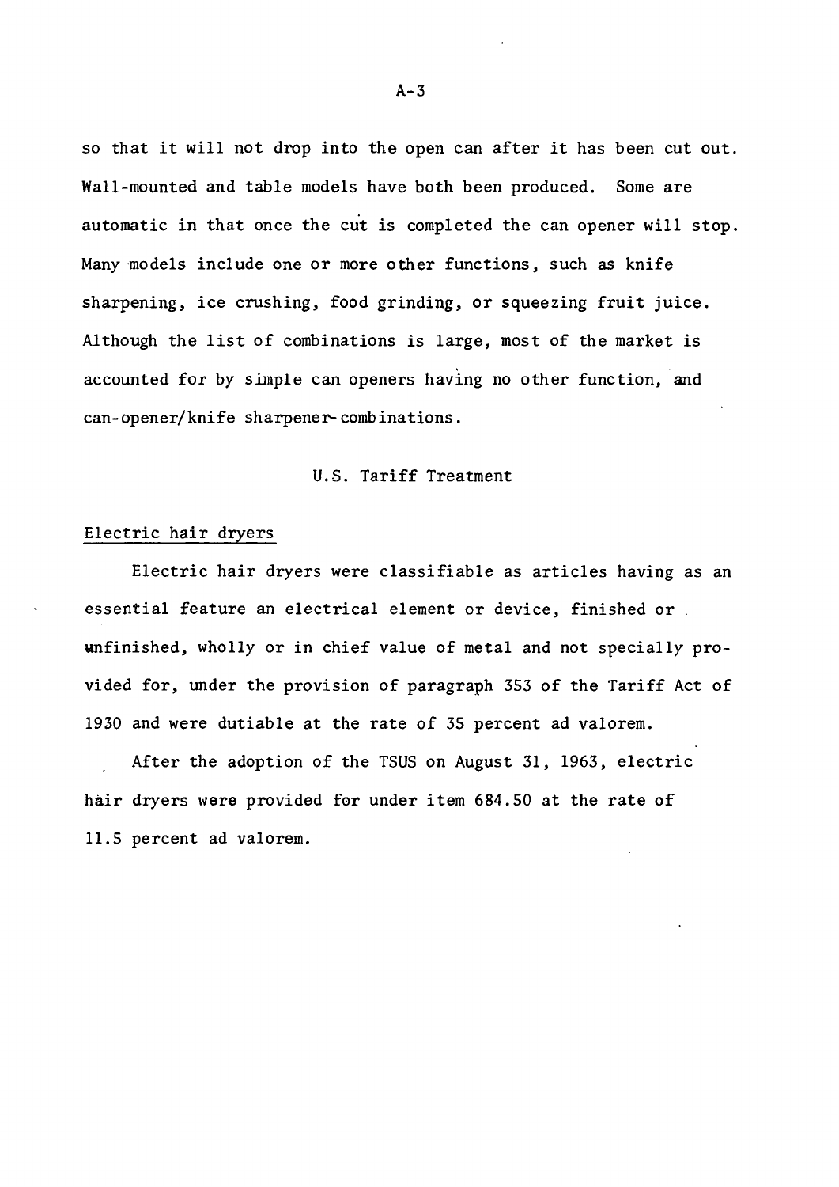so that it will not drop into the open can after it has been cut out. Wall-mounted and table models have both been produced. Some are automatic in that once the cut is completed the can opener will stop. Many models include one or more other functions, such as knife sharpening, ice crushing, food grinding, or squeezing fruit juice. Although the list of combinations is large, most of the market is accounted for by simple can openers having no other function, and can-opener/knife sharpener-combinations.

## U.S. Tariff Treatment

### Electric hair dryers

Electric hair dryers were classifiable as articles having as an essential feature an electrical element or device, finished or unfinished, wholly or in chief value of metal and not specially provided for, under the provision of paragraph 353 of the Tariff Act of 1930 and were dutiable at the rate of 35 percent ad valorem.

After the adoption of the TSUS on August 31, 1963, electric hair dryers were provided for under item 684.50 at the rate of 11.5 percent ad valorem.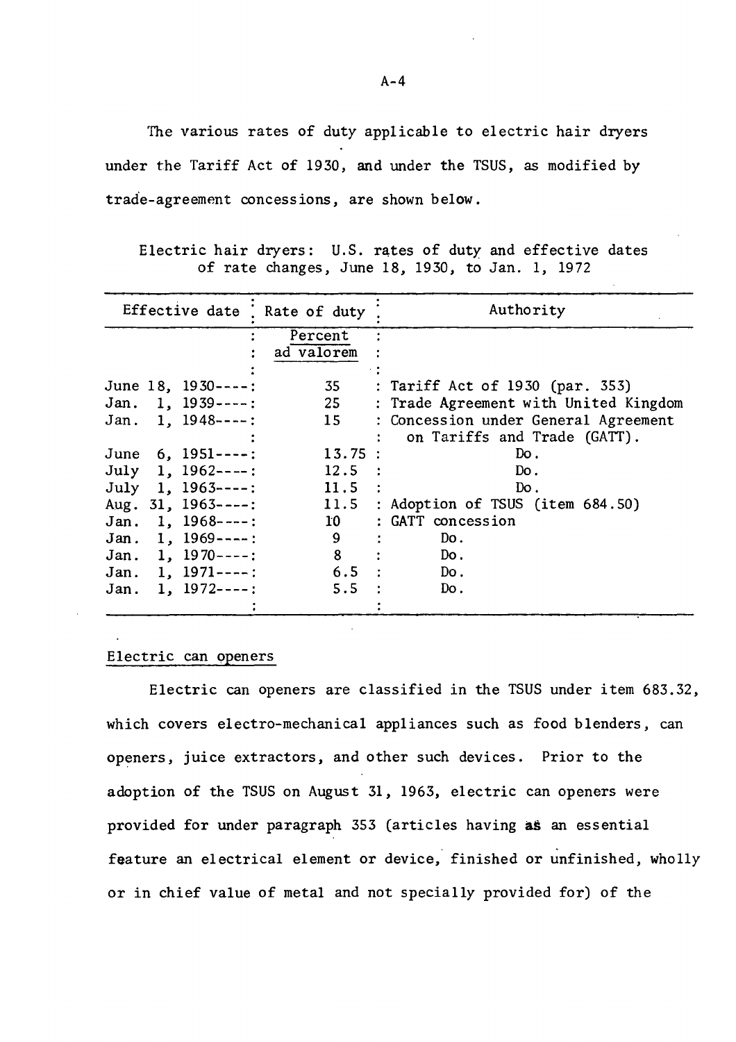The various rates of duty applicable to electric hair dryers under the Tariff Act of 1930, and under the TSUS, as modified by trade-agreement concessions, are shown below.

Electric hair dryers: U.S. rates of duty and effective dates of rate changes, June 18, 1930, to Jan. 1, 1972

| Effective date | Rate of duty | Authority |
|---|---|---|
| | Percent ad valorem | |
| June 18, 1930 | 35 | Tariff Act of 1930 (par. 353) |
| Jan. 1, 1939 | 25 | Trade Agreement with United Kingdom |
| Jan. 1, 1948 | 15 | Concession under General Agreement on Tariffs and Trade (GATT). |
| June 6, 1951 | 13.75 | Do. |
| July 1, 1962 | 12.5 | Do. |
| July 1, 1963 | 11.5 | Do. |
| Aug. 31, 1963 | 11.5 | Adoption of TSUS (item 684.50) |
| Jan. 1, 1968 | 10 | GATT concession |
| Jan. 1, 1969 | 9 | Do. |
| Jan. 1, 1970 | 8 | Do. |
| Jan. 1, 1971 | 6.5 | Do. |
| Jan. 1, 1972 | 5.5 | Do. |

## Electric can openers

Electric can openers are classified in the TSUS under item 683.32, which covers electro-mechanical appliances such as food blenders, can openers, juice extractors, and other such devices. Prior to the adoption of the TSUS on August 31, 1963, electric can openers were provided for under paragraph 353 (articles having as an essential feature an electrical element or device, finished or unfinished, wholly or in chief value of metal and not specially provided for) of the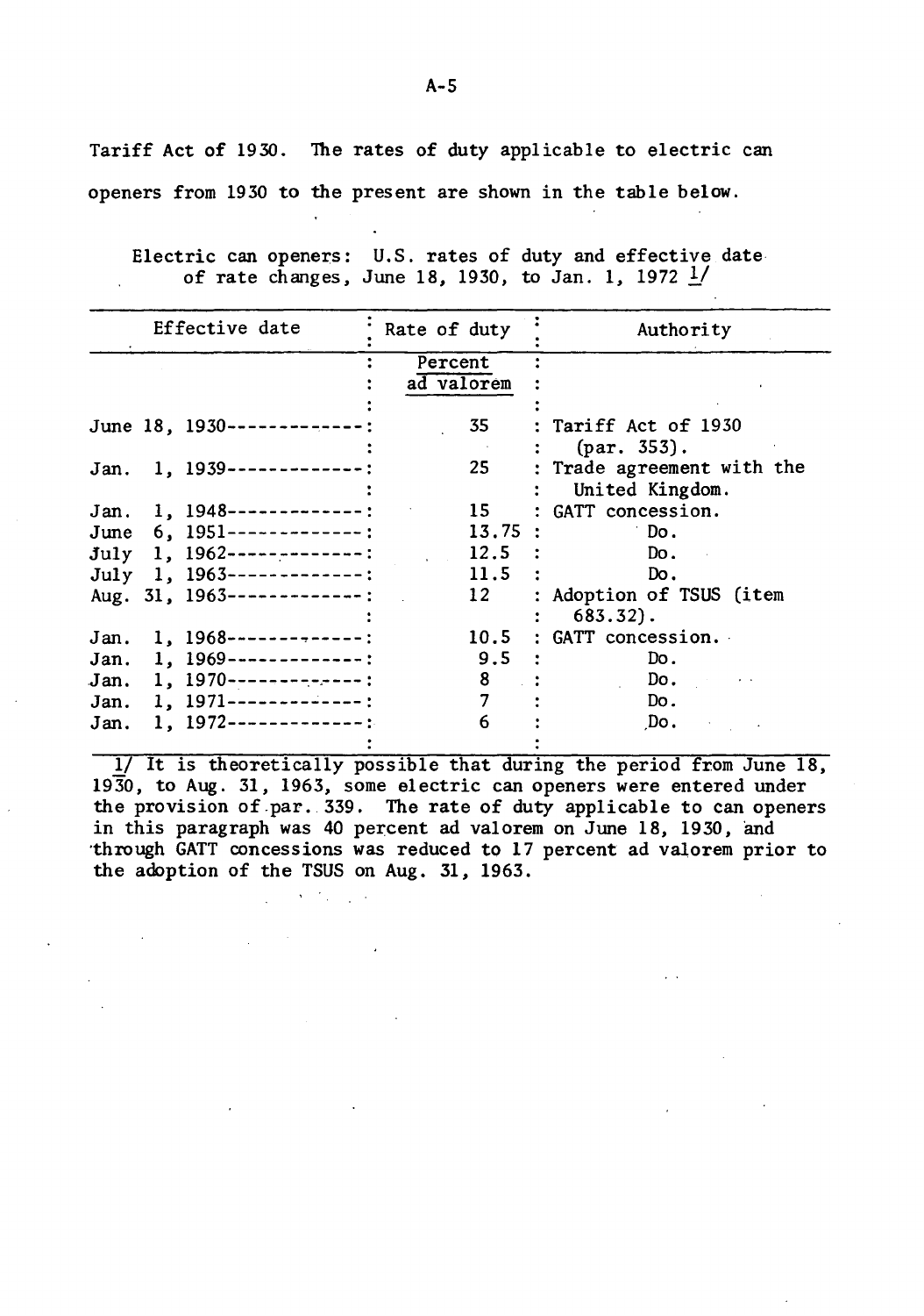Tariff Act of 1930. The rates of duty applicable to electric can openers from 1930 to the present are shown in the table below.

Electric can openers: U.S. rates of duty and effective date of rate changes, June 18, 1930, to Jan. 1, 1972 1/

| Effective date | Rate of duty | Authority |
|---|---|---|
| | Percent ad valorem | |
| June 18, 1930 | 35 | Tariff Act of 1930 (par. 353). |
| Jan. 1, 1939 | 25 | Trade agreement with the United Kingdom. |
| Jan. 1, 1948 | 15 | GATT concession. |
| June 6, 1951 | 13.75 | Do. |
| July 1, 1962 | 12.5 | Do. |
| July 1, 1963 | 11.5 | Do. |
| Aug. 31, 1963 | 12 | Adoption of TSUS (item 683.32). |
| Jan. 1, 1968 | 10.5 | GATT concession. |
| Jan. 1, 1969 | 9.5 | Do. |
| Jan. 1, 1970 | 8 | Do. |
| Jan. 1, 1971 | 7 | Do. |
| Jan. 1, 1972 | 6 | Do. |

1/ It is theoretically possible that during the period from June 18, 1930, to Aug. 31, 1963, some electric can openers were entered under the provision of par. 339. The rate of duty applicable to can openers in this paragraph was 40 percent ad valorem on June 18, 1930, and through GATT concessions was reduced to 17 percent ad valorem prior to the adoption of the TSUS on Aug. 31, 1963.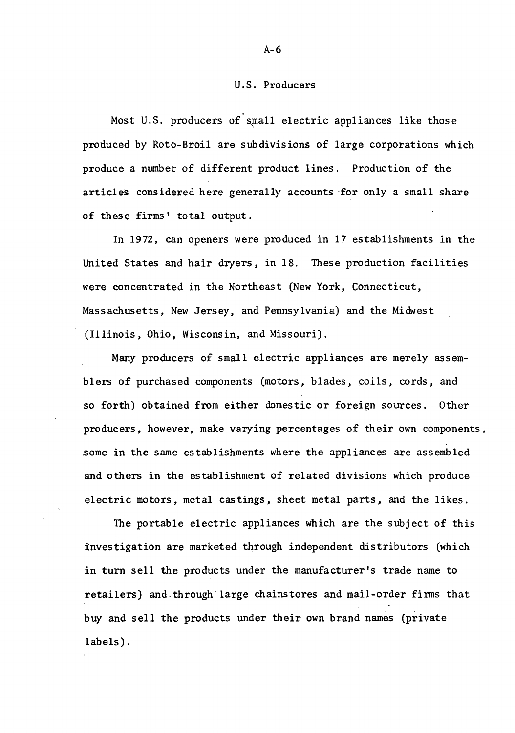## U.S. Producers

Most U.S. producers of small electric appliances like those produced by Roto-Broil are subdivisions of large corporations which produce a number of different product lines. Production of the articles considered here generally accounts for only a small share of these firms' total output.

In 1972, can openers were produced in 17 establishments in the United States and hair dryers, in 18. These production facilities were concentrated in the Northeast (New York, Connecticut, Massachusetts, New Jersey, and Pennsylvania) and the Midwest (Illinois, Ohio, Wisconsin, and Missouri).

Many producers of small electric appliances are merely assemblers of purchased components (motors, blades, coils, cords, and so forth) obtained from either domestic or foreign sources. Other producers, however, make varying percentages of their own components, some in the same establishments where the appliances are assembled and others in the establishment of related divisions which produce electric motors, metal castings, sheet metal parts, and the likes.

The portable electric appliances which are the subject of this investigation are marketed through independent distributors (which in turn sell the products under the manufacturer's trade name to retailers) and through large chainstores and mail-order firms that buy and sell the products under their own brand names (private labels).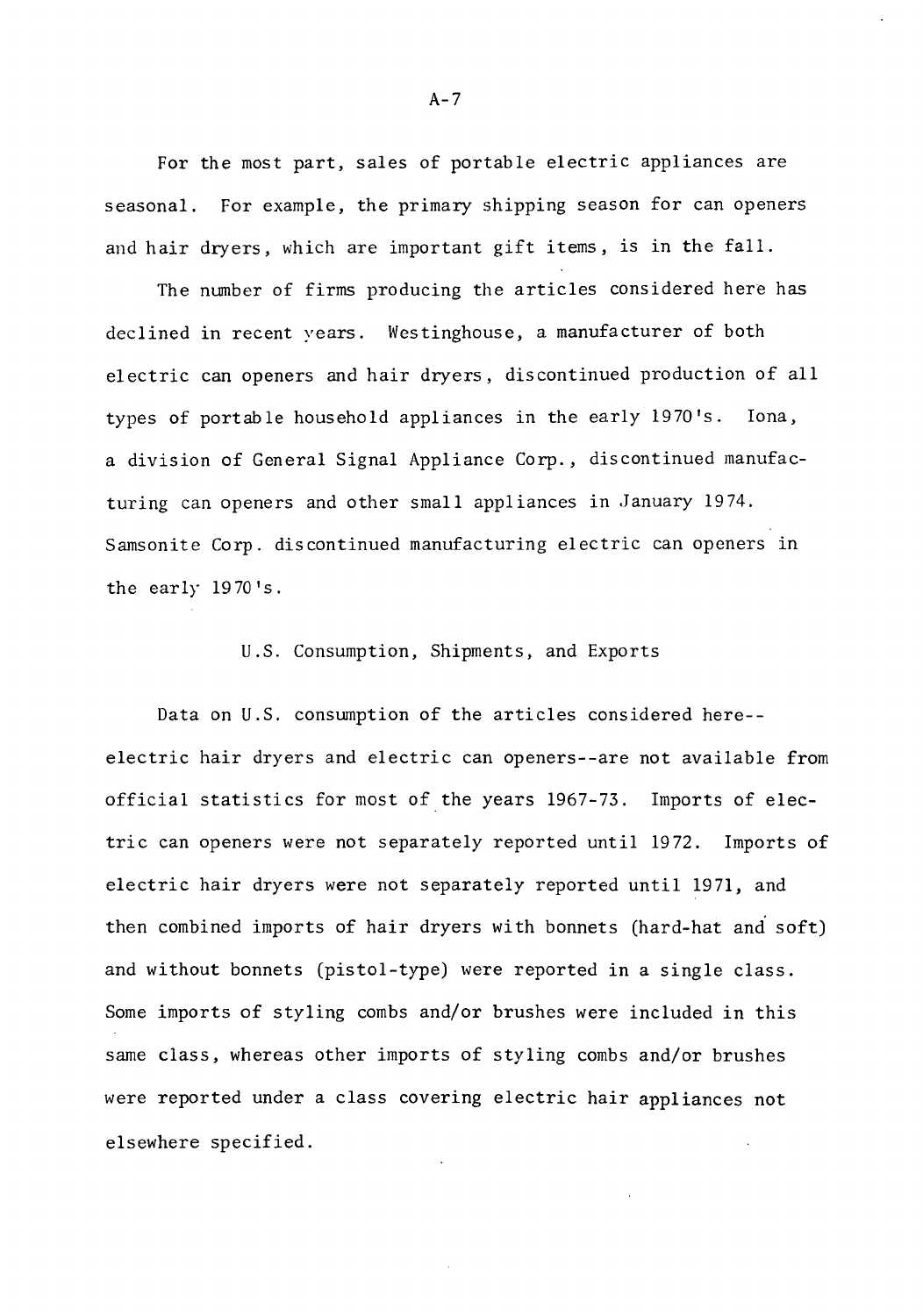For the most part, sales of portable electric appliances are seasonal. For example, the primary shipping season for can openers and hair dryers, which are important gift items, is in the fall.

The number of firms producing the articles considered here has declined in recent years. Westinghouse, a manufacturer of both electric can openers and hair dryers, discontinued production of all types of portable household appliances in the early 1970's. Iona, a division of General Signal Appliance Corp., discontinued manufacturing can openers and other small appliances in January 1974. Samsonite Corp. discontinued manufacturing electric can openers in the early 1970's.

## U.S. Consumption, Shipments, and Exports

Data on U.S. consumption of the articles considered here--electric hair dryers and electric can openers--are not available from official statistics for most of the years 1967-73. Imports of electric can openers were not separately reported until 1972. Imports of electric hair dryers were not separately reported until 1971, and then combined imports of hair dryers with bonnets (hard-hat and soft) and without bonnets (pistol-type) were reported in a single class. Some imports of styling combs and/or brushes were included in this same class, whereas other imports of styling combs and/or brushes were reported under a class covering electric hair appliances not elsewhere specified.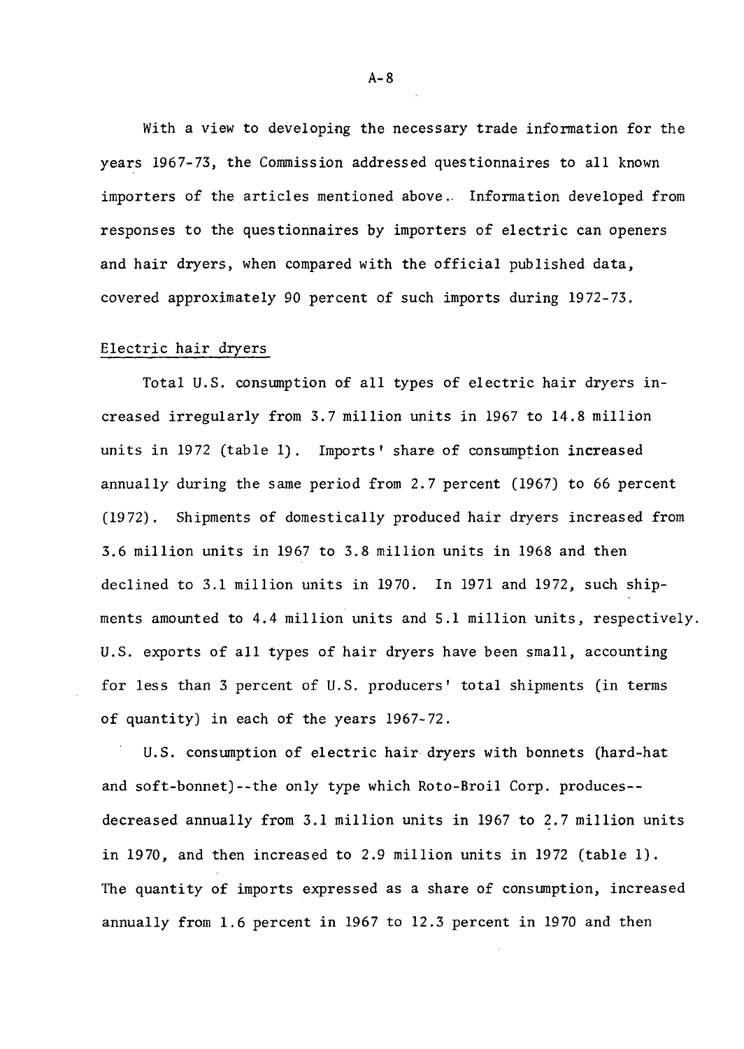With a view to developing the necessary trade information for the years 1967-73, the Commission addressed questionnaires to all known importers of the articles mentioned above. Information developed from responses to the questionnaires by importers of electric can openers and hair dryers, when compared with the official published data, covered approximately 90 percent of such imports during 1972-73.

Electric hair dryers

Total U.S. consumption of all types of electric hair dryers increased irregularly from 3.7 million units in 1967 to 14.8 million units in 1972 (table 1). Imports' share of consumption increased annually during the same period from 2.7 percent (1967) to 66 percent (1972). Shipments of domestically produced hair dryers increased from 3.6 million units in 1967 to 3.8 million units in 1968 and then declined to 3.1 million units in 1970. In 1971 and 1972, such shipments amounted to 4.4 million units and 5.1 million units, respectively. U.S. exports of all types of hair dryers have been small, accounting for less than 3 percent of U.S. producers' total shipments (in terms of quantity) in each of the years 1967-72.

U.S. consumption of electric hair dryers with bonnets (hard-hat and soft-bonnet)--the only type which Roto-Broil Corp. produces--decreased annually from 3.1 million units in 1967 to 2.7 million units in 1970, and then increased to 2.9 million units in 1972 (table 1). The quantity of imports expressed as a share of consumption, increased annually from 1.6 percent in 1967 to 12.3 percent in 1970 and then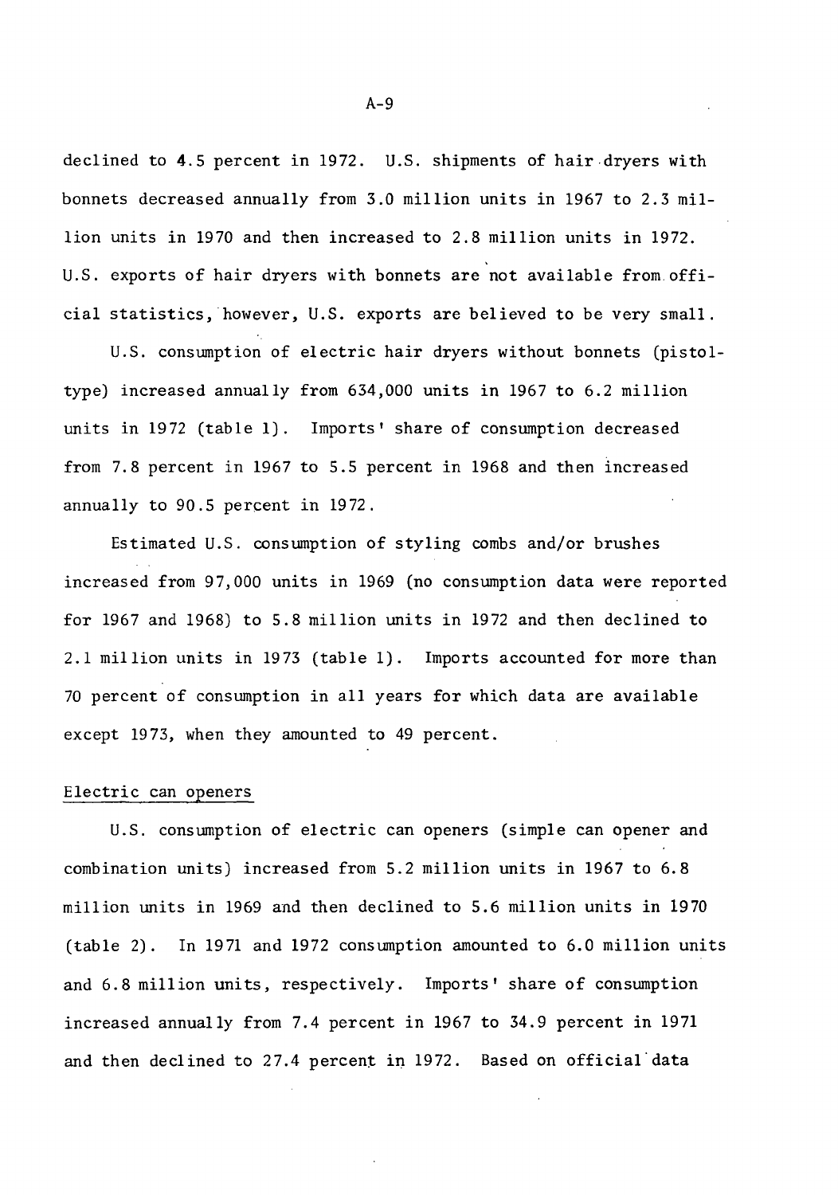declined to 4.5 percent in 1972. U.S. shipments of hair dryers with bonnets decreased annually from 3.0 million units in 1967 to 2.3 million units in 1970 and then increased to 2.8 million units in 1972. U.S. exports of hair dryers with bonnets are not available from official statistics, however, U.S. exports are believed to be very small.

U.S. consumption of electric hair dryers without bonnets (pistol-type) increased annually from 634,000 units in 1967 to 6.2 million units in 1972 (table 1). Imports' share of consumption decreased from 7.8 percent in 1967 to 5.5 percent in 1968 and then increased annually to 90.5 percent in 1972.

Estimated U.S. consumption of styling combs and/or brushes increased from 97,000 units in 1969 (no consumption data were reported for 1967 and 1968) to 5.8 million units in 1972 and then declined to 2.1 million units in 1973 (table 1). Imports accounted for more than 70 percent of consumption in all years for which data are available except 1973, when they amounted to 49 percent.

## Electric can openers

U.S. consumption of electric can openers (simple can opener and combination units) increased from 5.2 million units in 1967 to 6.8 million units in 1969 and then declined to 5.6 million units in 1970 (table 2). In 1971 and 1972 consumption amounted to 6.0 million units and 6.8 million units, respectively. Imports' share of consumption increased annually from 7.4 percent in 1967 to 34.9 percent in 1971 and then declined to 27.4 percent in 1972. Based on official data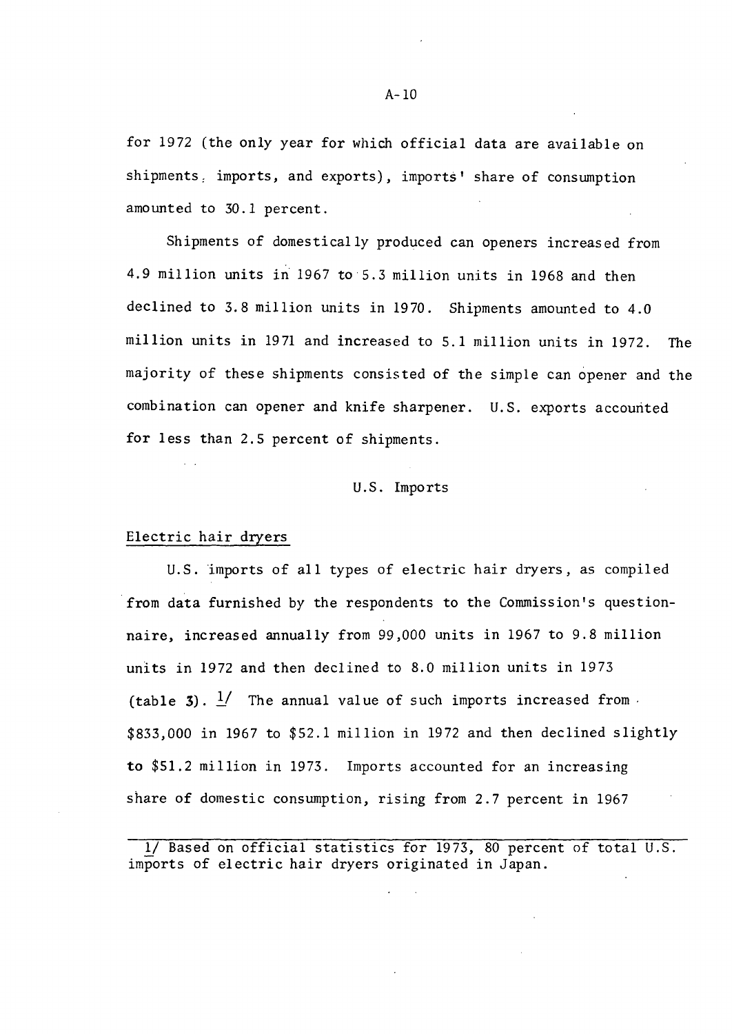for 1972 (the only year for which official data are available on shipments, imports, and exports), imports' share of consumption amounted to 30.1 percent.

Shipments of domestically produced can openers increased from 4.9 million units in 1967 to 5.3 million units in 1968 and then declined to 3.8 million units in 1970. Shipments amounted to 4.0 million units in 1971 and increased to 5.1 million units in 1972. The majority of these shipments consisted of the simple can opener and the combination can opener and knife sharpener. U.S. exports accounted for less than 2.5 percent of shipments.

## U.S. Imports

### Electric hair dryers

U.S. imports of all types of electric hair dryers, as compiled from data furnished by the respondents to the Commission's questionnaire, increased annually from 99,000 units in 1967 to 9.8 million units in 1972 and then declined to 8.0 million units in 1973 (table 3). 1/ The annual value of such imports increased from $833,000 in 1967 to $52.1 million in 1972 and then declined slightly to $51.2 million in 1973. Imports accounted for an increasing share of domestic consumption, rising from 2.7 percent in 1967

---

1/ Based on official statistics for 1973, 80 percent of total U.S. imports of electric hair dryers originated in Japan.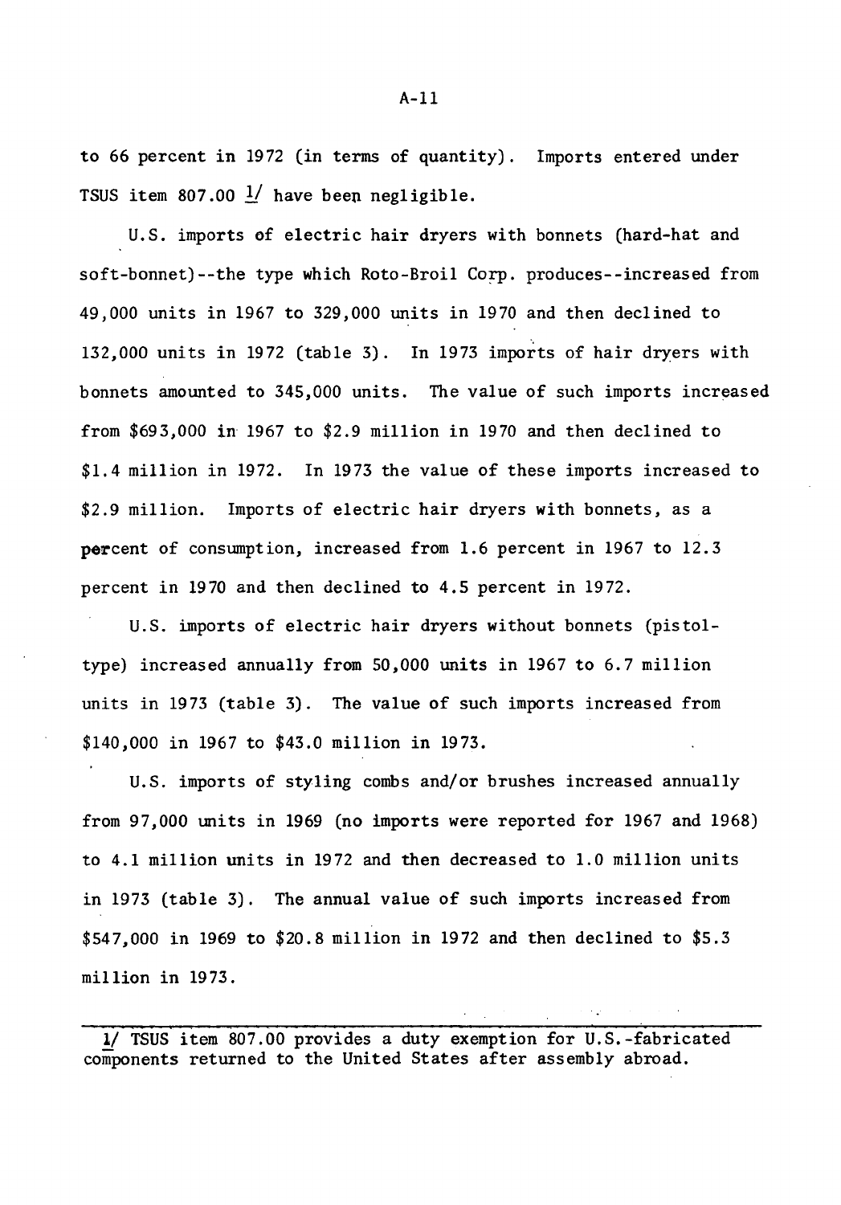to 66 percent in 1972 (in terms of quantity). Imports entered under TSUS item 807.00 [1] have been negligible.

U.S. imports of electric hair dryers with bonnets (hard-hat and soft-bonnet)--the type which Roto-Broil Corp. produces--increased from 49,000 units in 1967 to 329,000 units in 1970 and then declined to 132,000 units in 1972 (table 3). In 1973 imports of hair dryers with bonnets amounted to 345,000 units. The value of such imports increased from $693,000 in 1967 to $2.9 million in 1970 and then declined to $1.4 million in 1972. In 1973 the value of these imports increased to $2.9 million. Imports of electric hair dryers with bonnets, as a percent of consumption, increased from 1.6 percent in 1967 to 12.3 percent in 1970 and then declined to 4.5 percent in 1972.

U.S. imports of electric hair dryers without bonnets (pistol-type) increased annually from 50,000 units in 1967 to 6.7 million units in 1973 (table 3). The value of such imports increased from $140,000 in 1967 to $43.0 million in 1973.

U.S. imports of styling combs and/or brushes increased annually from 97,000 units in 1969 (no imports were reported for 1967 and 1968) to 4.1 million units in 1972 and then decreased to 1.0 million units in 1973 (table 3). The annual value of such imports increased from $547,000 in 1969 to $20.8 million in 1972 and then declined to $5.3 million in 1973.

---

1/ TSUS item 807.00 provides a duty exemption for U.S.-fabricated components returned to the United States after assembly abroad.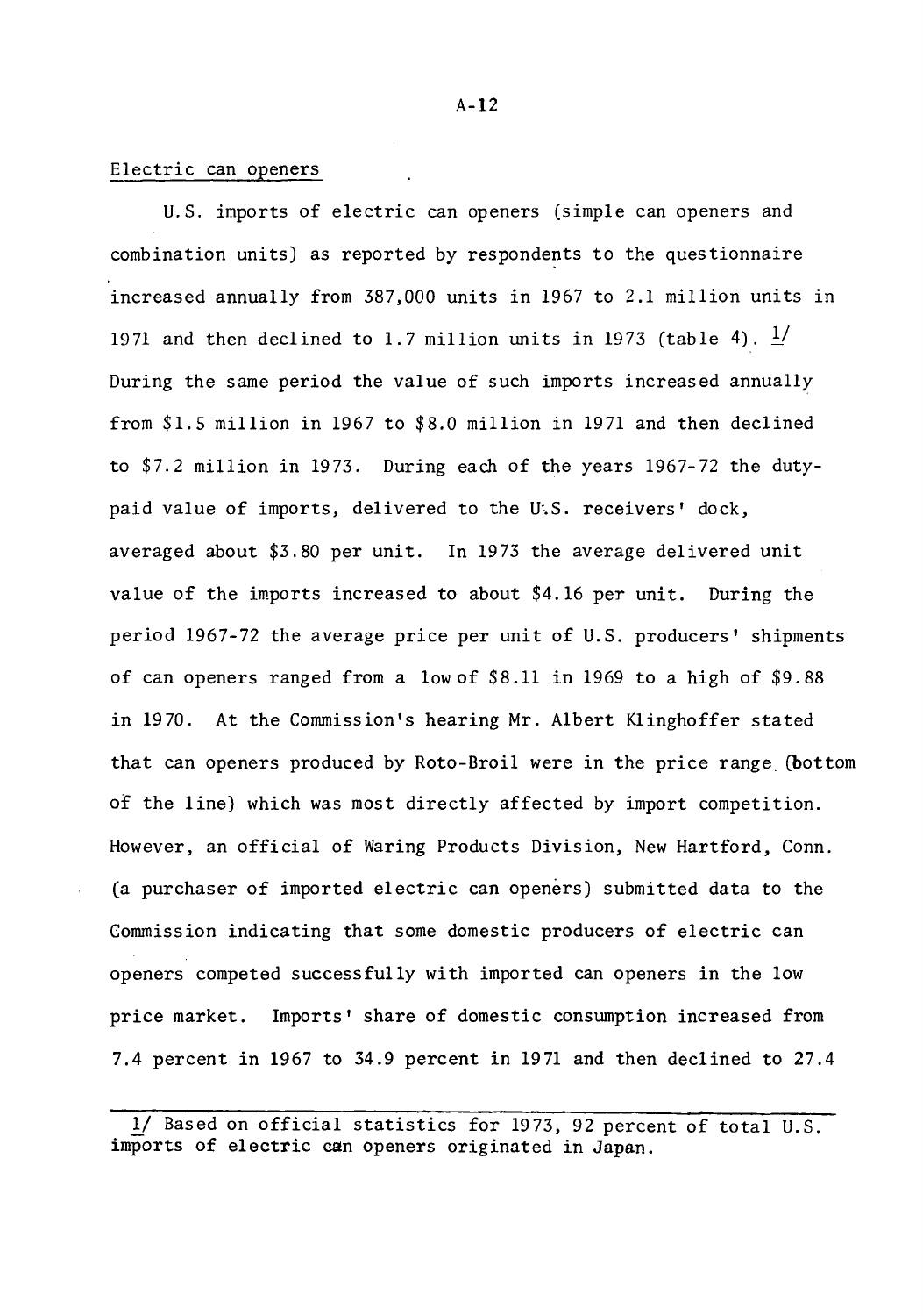Electric can openers

U.S. imports of electric can openers (simple can openers and combination units) as reported by respondents to the questionnaire increased annually from 387,000 units in 1967 to 2.1 million units in 1971 and then declined to 1.7 million units in 1973 (table 4). [1] During the same period the value of such imports increased annually from $1.5 million in 1967 to $8.0 million in 1971 and then declined to $7.2 million in 1973. During each of the years 1967-72 the duty-paid value of imports, delivered to the U.S. receivers' dock, averaged about $3.80 per unit. In 1973 the average delivered unit value of the imports increased to about $4.16 per unit. During the period 1967-72 the average price per unit of U.S. producers' shipments of can openers ranged from a low of $8.11 in 1969 to a high of $9.88 in 1970. At the Commission's hearing Mr. Albert Klinghoffer stated that can openers produced by Roto-Broil were in the price range (bottom of the line) which was most directly affected by import competition. However, an official of Waring Products Division, New Hartford, Conn. (a purchaser of imported electric can openers) submitted data to the Commission indicating that some domestic producers of electric can openers competed successfully with imported can openers in the low price market. Imports' share of domestic consumption increased from 7.4 percent in 1967 to 34.9 percent in 1971 and then declined to 27.4

---

[1] Based on official statistics for 1973, 92 percent of total U.S. imports of electric can openers originated in Japan.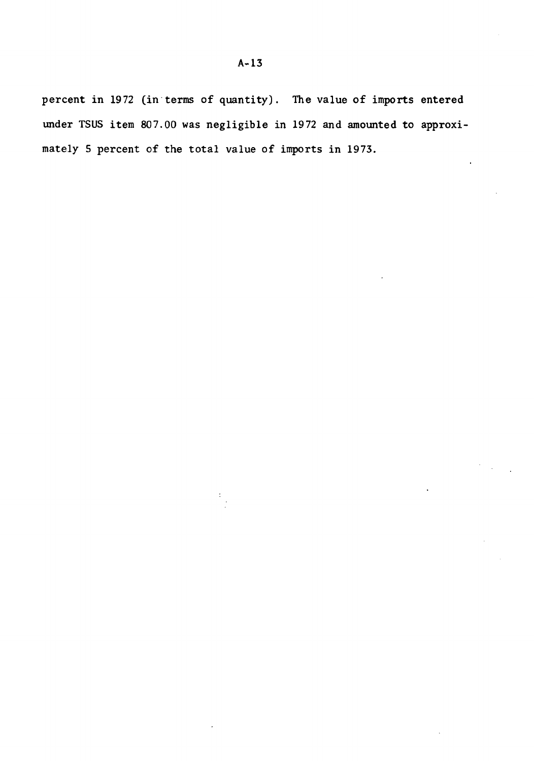percent in 1972 (in terms of quantity). The value of imports entered under TSUS item 807.00 was negligible in 1972 and amounted to approximately 5 percent of the total value of imports in 1973.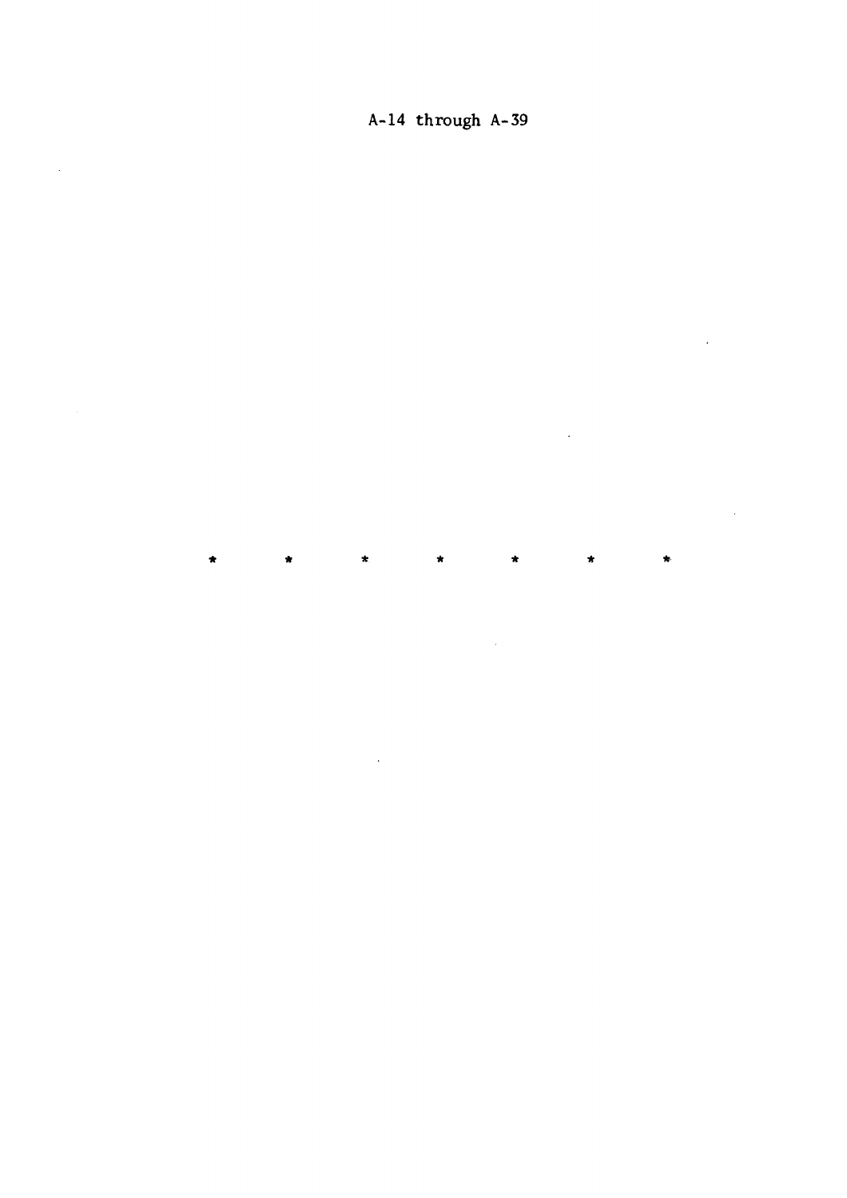A-14 through A-39

*       *       *       *       *       *       *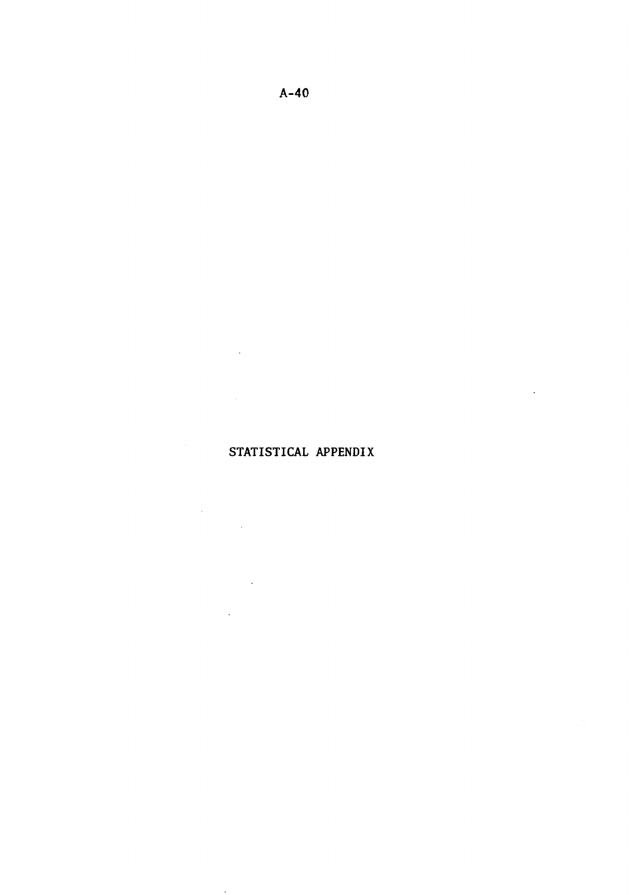# STATISTICAL APPENDIX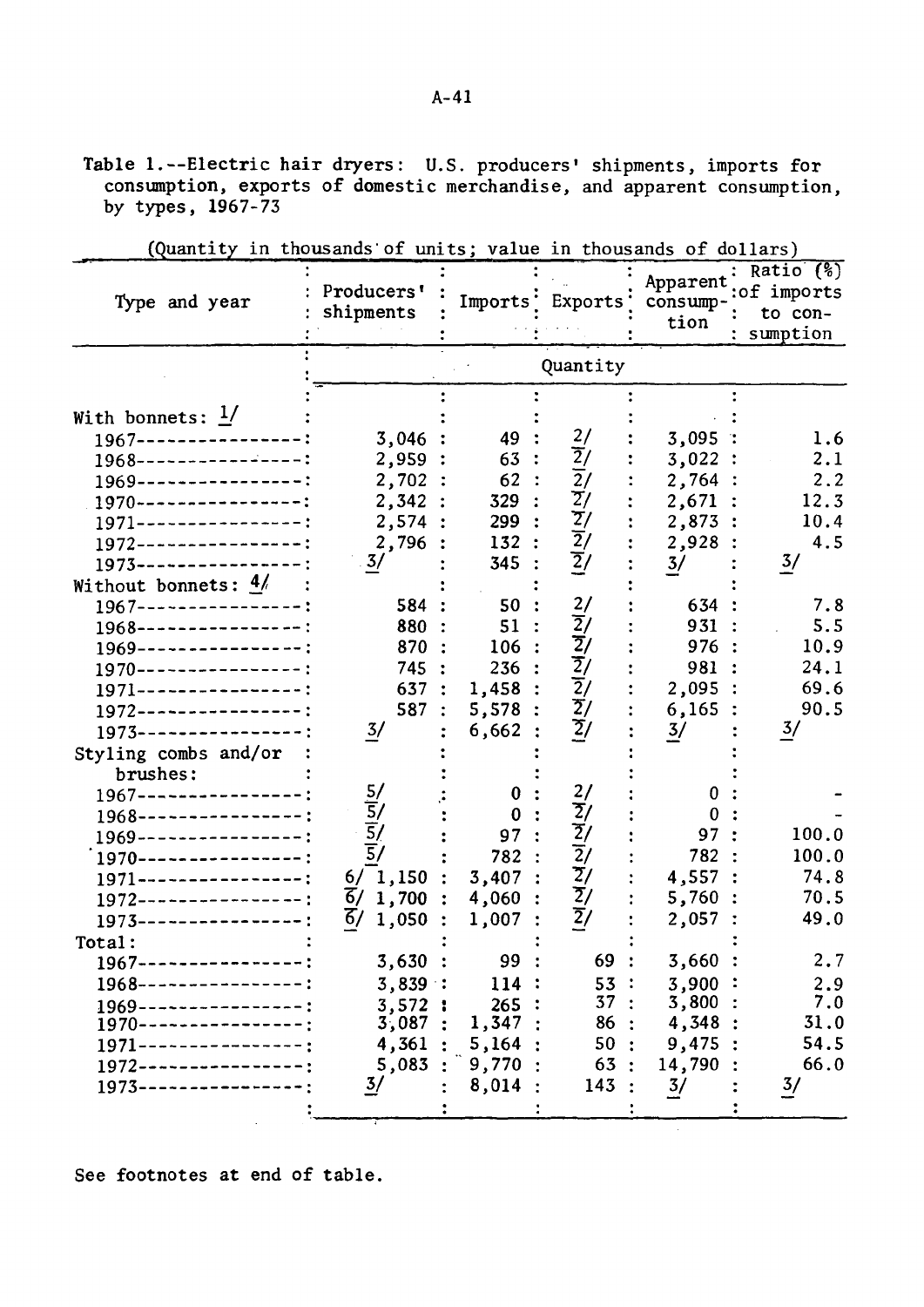Table 1.--Electric hair dryers: U.S. producers' shipments, imports for consumption, exports of domestic merchandise, and apparent consumption, by types, 1967-73

(Quantity in thousands of units; value in thousands of dollars)

| Type and year | Producers' shipments | Imports | Exports | Apparent consumption | Ratio (%) of imports to consumption |
|---|---|---|---|---|---|
| | Quantity | | | | |
| With bonnets: 1/ | | | | | |
| 1967 | 3,046 | 49 | 2/ | 3,095 | 1.6 |
| 1968 | 2,959 | 63 | 2/ | 3,022 | 2.1 |
| 1969 | 2,702 | 62 | 2/ | 2,764 | 2.2 |
| 1970 | 2,342 | 329 | 2/ | 2,671 | 12.3 |
| 1971 | 2,574 | 299 | 2/ | 2,873 | 10.4 |
| 1972 | 2,796 | 132 | 2/ | 2,928 | 4.5 |
| 1973 | 3/ | 345 | 2/ | 3/ | 3/ |
| Without bonnets: 4/ | | | | | |
| 1967 | 584 | 50 | 2/ | 634 | 7.8 |
| 1968 | 880 | 51 | 2/ | 931 | 5.5 |
| 1969 | 870 | 106 | 2/ | 976 | 10.9 |
| 1970 | 745 | 236 | 2/ | 981 | 24.1 |
| 1971 | 637 | 1,458 | 2/ | 2,095 | 69.6 |
| 1972 | 587 | 5,578 | 2/ | 6,165 | 90.5 |
| 1973 | 3/ | 6,662 | 2/ | 3/ | 3/ |
| Styling combs and/or brushes: | | | | | |
| 1967 | 5/ | 0 | 2/ | 0 | - |
| 1968 | 5/ | 0 | 2/ | 0 | - |
| 1969 | 5/ | 97 | 2/ | 97 | 100.0 |
| 1970 | 5/ | 782 | 2/ | 782 | 100.0 |
| 1971 | 6/ 1,150 | 3,407 | 2/ | 4,557 | 74.8 |
| 1972 | 6/ 1,700 | 4,060 | 2/ | 5,760 | 70.5 |
| 1973 | 6/ 1,050 | 1,007 | 2/ | 2,057 | 49.0 |
| Total: | | | | | |
| 1967 | 3,630 | 99 | 69 | 3,660 | 2.7 |
| 1968 | 3,839 | 114 | 53 | 3,900 | 2.9 |
| 1969 | 3,572 | 265 | 37 | 3,800 | 7.0 |
| 1970 | 3,087 | 1,347 | 86 | 4,348 | 31.0 |
| 1971 | 4,361 | 5,164 | 50 | 9,475 | 54.5 |
| 1972 | 5,083 | 9,770 | 63 | 14,790 | 66.0 |
| 1973 | 3/ | 8,014 | 143 | 3/ | 3/ |

See footnotes at end of table.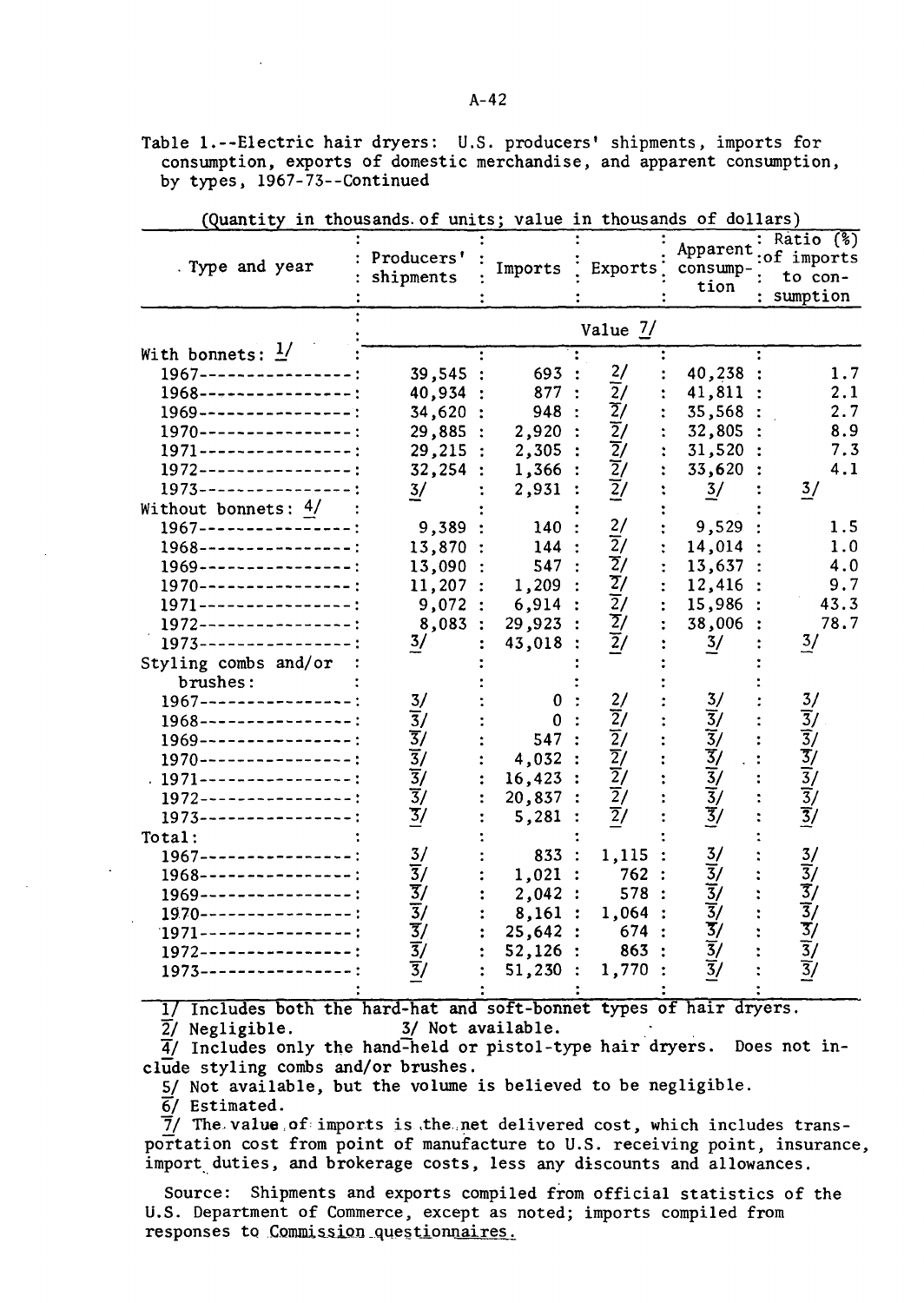Table 1.--Electric hair dryers: U.S. producers' shipments, imports for consumption, exports of domestic merchandise, and apparent consumption, by types, 1967-73--Continued

(Quantity in thousands of units; value in thousands of dollars)

| Type and year | Producers' shipments | Imports | Exports | Apparent consumption | Ratio (%) of imports to consumption |
|---|---|---|---|---|---|
| | Value 7/ | | | | |
| With bonnets: 1/ | | | | | |
| 1967 | 39,545 | 693 | 2/ | 40,238 | 1.7 |
| 1968 | 40,934 | 877 | 2/ | 41,811 | 2.1 |
| 1969 | 34,620 | 948 | 2/ | 35,568 | 2.7 |
| 1970 | 29,885 | 2,920 | 2/ | 32,805 | 8.9 |
| 1971 | 29,215 | 2,305 | 2/ | 31,520 | 7.3 |
| 1972 | 32,254 | 1,366 | 2/ | 33,620 | 4.1 |
| 1973 | 3/ | 2,931 | 2/ | 3/ | 3/ |
| Without bonnets: 4/ | | | | | |
| 1967 | 9,389 | 140 | 2/ | 9,529 | 1.5 |
| 1968 | 13,870 | 144 | 2/ | 14,014 | 1.0 |
| 1969 | 13,090 | 547 | 2/ | 13,637 | 4.0 |
| 1970 | 11,207 | 1,209 | 2/ | 12,416 | 9.7 |
| 1971 | 9,072 | 6,914 | 2/ | 15,986 | 43.3 |
| 1972 | 8,083 | 29,923 | 2/ | 38,006 | 78.7 |
| 1973 | 3/ | 43,018 | 2/ | 3/ | 3/ |
| Styling combs and/or brushes: | | | | | |
| 1967 | 3/ | 0 | 2/ | 3/ | 3/ |
| 1968 | 3/ | 0 | 2/ | 3/ | 3/ |
| 1969 | 3/ | 547 | 2/ | 3/ | 3/ |
| 1970 | 3/ | 4,032 | 2/ | 3/ | 3/ |
| 1971 | 3/ | 16,423 | 2/ | 3/ | 3/ |
| 1972 | 3/ | 20,837 | 2/ | 3/ | 3/ |
| 1973 | 3/ | 5,281 | 2/ | 3/ | 3/ |
| Total: | | | | | |
| 1967 | 3/ | 833 | 1,115 | 3/ | 3/ |
| 1968 | 3/ | 1,021 | 762 | 3/ | 3/ |
| 1969 | 3/ | 2,042 | 578 | 3/ | 3/ |
| 1970 | 3/ | 8,161 | 1,064 | 3/ | 3/ |
| 1971 | 3/ | 25,642 | 674 | 3/ | 3/ |
| 1972 | 3/ | 52,126 | 863 | 3/ | 3/ |
| 1973 | 3/ | 51,230 | 1,770 | 3/ | 3/ |

1/ Includes both the hard-hat and soft-bonnet types of hair dryers.
2/ Negligible. 3/ Not available.
4/ Includes only the hand-held or pistol-type hair dryers. Does not include styling combs and/or brushes.
5/ Not available, but the volume is believed to be negligible.
6/ Estimated.
7/ The value of imports is the net delivered cost, which includes transportation cost from point of manufacture to U.S. receiving point, insurance, import duties, and brokerage costs, less any discounts and allowances.

Source: Shipments and exports compiled from official statistics of the U.S. Department of Commerce, except as noted; imports compiled from responses to Commission questionnaires.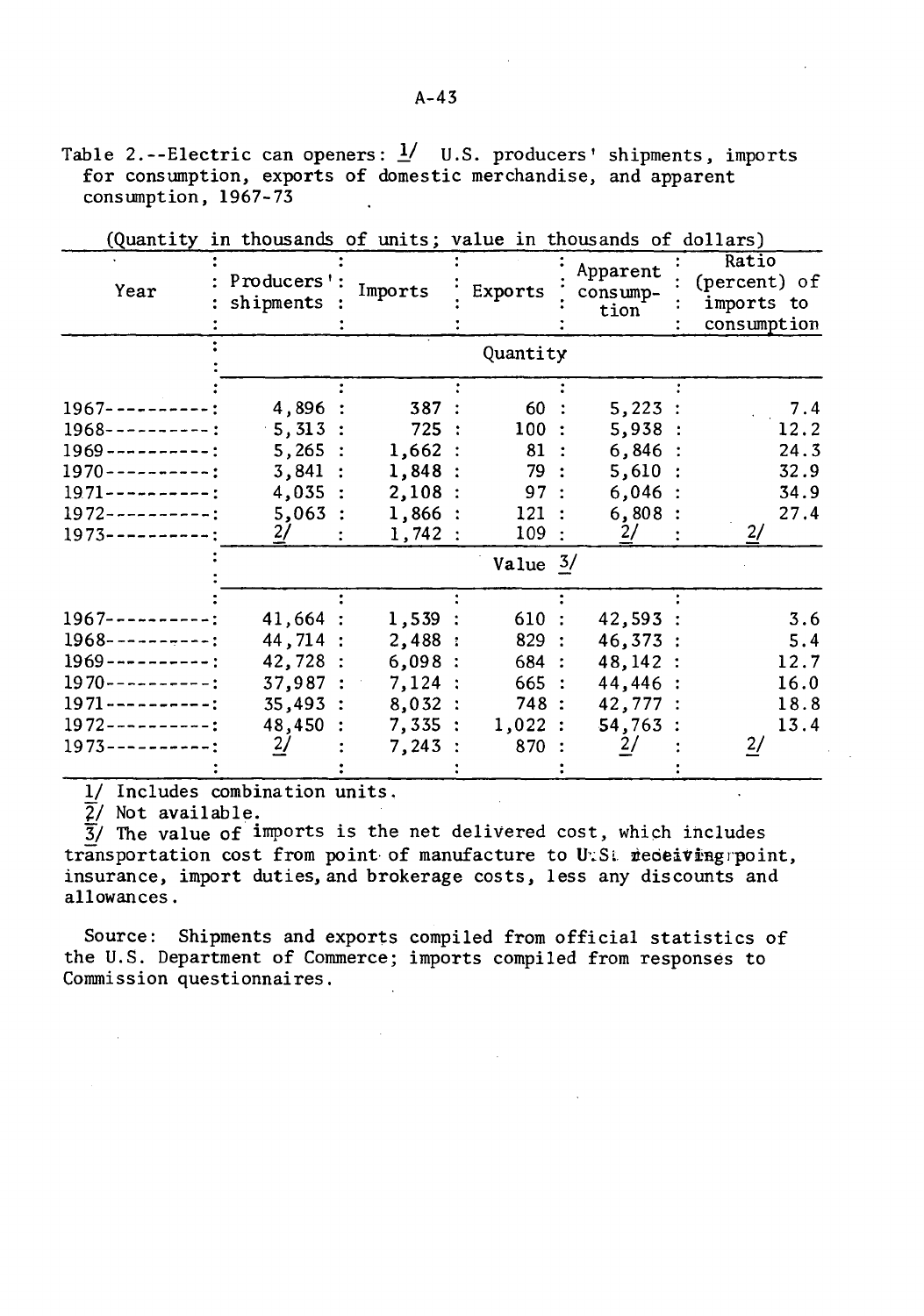Table 2.--Electric can openers: 1/ U.S. producers' shipments, imports for consumption, exports of domestic merchandise, and apparent consumption, 1967-73

(Quantity in thousands of units; value in thousands of dollars)

| Year | Producers' shipments | Imports | Exports | Apparent consumption | Ratio (percent) of imports to consumption |
|---|---|---|---|---|---|
| | | | Quantity | | |
| 1967---------- | 4,896 | 387 | 60 | 5,223 | 7.4 |
| 1968---------- | 5,313 | 725 | 100 | 5,938 | 12.2 |
| 1969---------- | 5,265 | 1,662 | 81 | 6,846 | 24.3 |
| 1970---------- | 3,841 | 1,848 | 79 | 5,610 | 32.9 |
| 1971---------- | 4,035 | 2,108 | 97 | 6,046 | 34.9 |
| 1972---------- | 5,063 | 1,866 | 121 | 6,808 | 27.4 |
| 1973---------- | 2/ | 1,742 | 109 | 2/ | 2/ |
| | | | Value 3/ | | |
| 1967---------- | 41,664 | 1,539 | 610 | 42,593 | 3.6 |
| 1968---------- | 44,714 | 2,488 | 829 | 46,373 | 5.4 |
| 1969---------- | 42,728 | 6,098 | 684 | 48,142 | 12.7 |
| 1970---------- | 37,987 | 7,124 | 665 | 44,446 | 16.0 |
| 1971---------- | 35,493 | 8,032 | 748 | 42,777 | 18.8 |
| 1972---------- | 48,450 | 7,335 | 1,022 | 54,763 | 13.4 |
| 1973---------- | 2/ | 7,243 | 870 | 2/ | 2/ |

1/ Includes combination units.
2/ Not available.
3/ The value of imports is the net delivered cost, which includes transportation cost from point of manufacture to U.S. receiving point, insurance, import duties, and brokerage costs, less any discounts and allowances.

Source: Shipments and exports compiled from official statistics of the U.S. Department of Commerce; imports compiled from responses to Commission questionnaires.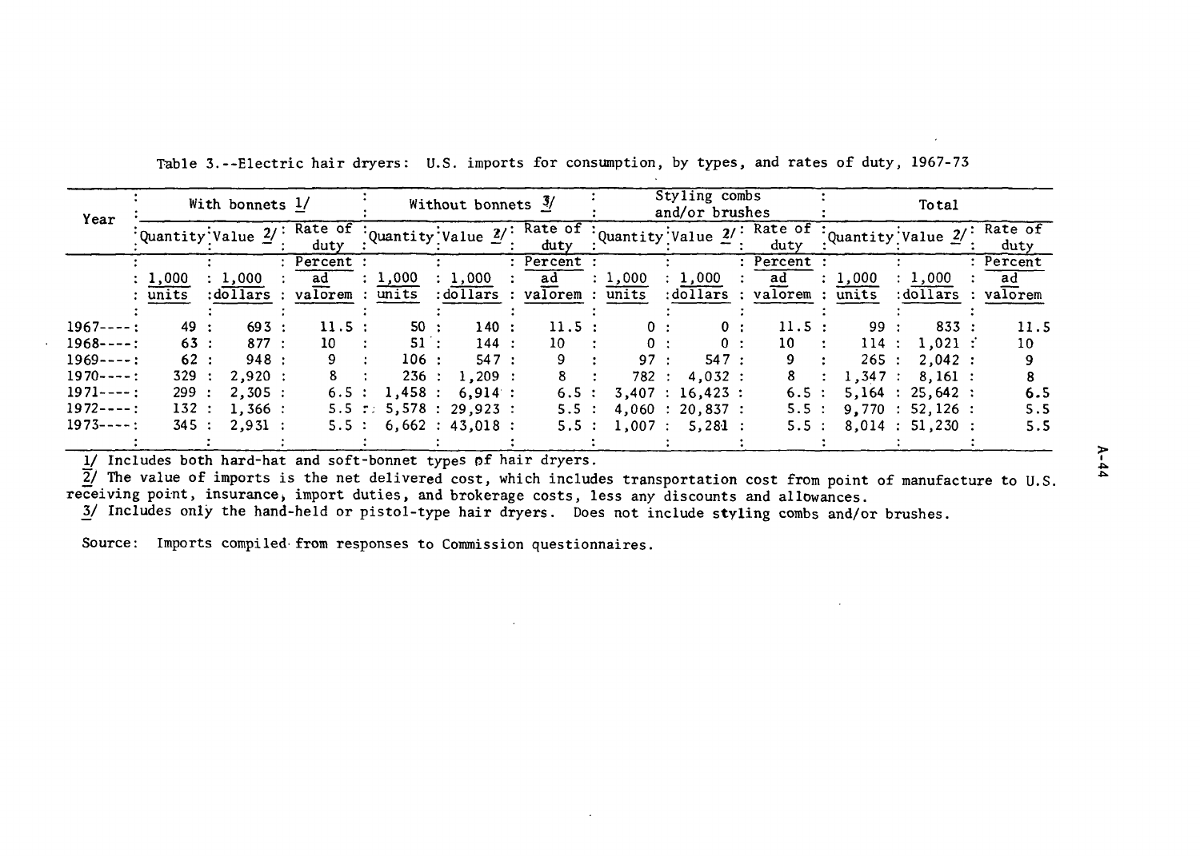Table 3.--Electric hair dryers: U.S. imports for consumption, by types, and rates of duty, 1967-73

| Year | With bonnets 1/ | | | Without bonnets 3/ | | | Styling combs and/or brushes | | | Total | | |
|---|---|---|---|---|---|---|---|---|---|---|---|---|
| | Quantity | Value 2/ | Rate of duty | Quantity | Value 2/ | Rate of duty | Quantity | Value 2/ | Rate of duty | Quantity | Value 2/ | Rate of duty |
| | 1,000 units | 1,000 dollars | Percent ad valorem | 1,000 units | 1,000 dollars | Percent ad valorem | 1,000 units | 1,000 dollars | Percent ad valorem | 1,000 units | 1,000 dollars | Percent ad valorem |
| 1967 | 49 | 693 | 11.5 | 50 | 140 | 11.5 | 0 | 0 | 11.5 | 99 | 833 | 11.5 |
| 1968 | 63 | 877 | 10 | 51 | 144 | 10 | 0 | 0 | 10 | 114 | 1,021 | 10 |
| 1969 | 62 | 948 | 9 | 106 | 547 | 9 | 97 | 547 | 9 | 265 | 2,042 | 9 |
| 1970 | 329 | 2,920 | 8 | 236 | 1,209 | 8 | 782 | 4,032 | 8 | 1,347 | 8,161 | 8 |
| 1971 | 299 | 2,305 | 6.5 | 1,458 | 6,914 | 6.5 | 3,407 | 16,423 | 6.5 | 5,164 | 25,642 | 6.5 |
| 1972 | 132 | 1,366 | 5.5 | 5,578 | 29,923 | 5.5 | 4,060 | 20,837 | 5.5 | 9,770 | 52,126 | 5.5 |
| 1973 | 345 | 2,931 | 5.5 | 6,662 | 43,018 | 5.5 | 1,007 | 5,281 | 5.5 | 8,014 | 51,230 | 5.5 |

1/ Includes both hard-hat and soft-bonnet types of hair dryers.

2/ The value of imports is the net delivered cost, which includes transportation cost from point of manufacture to U.S. receiving point, insurance, import duties, and brokerage costs, less any discounts and allowances.

3/ Includes only the hand-held or pistol-type hair dryers. Does not include styling combs and/or brushes.

Source: Imports compiled from responses to Commission questionnaires.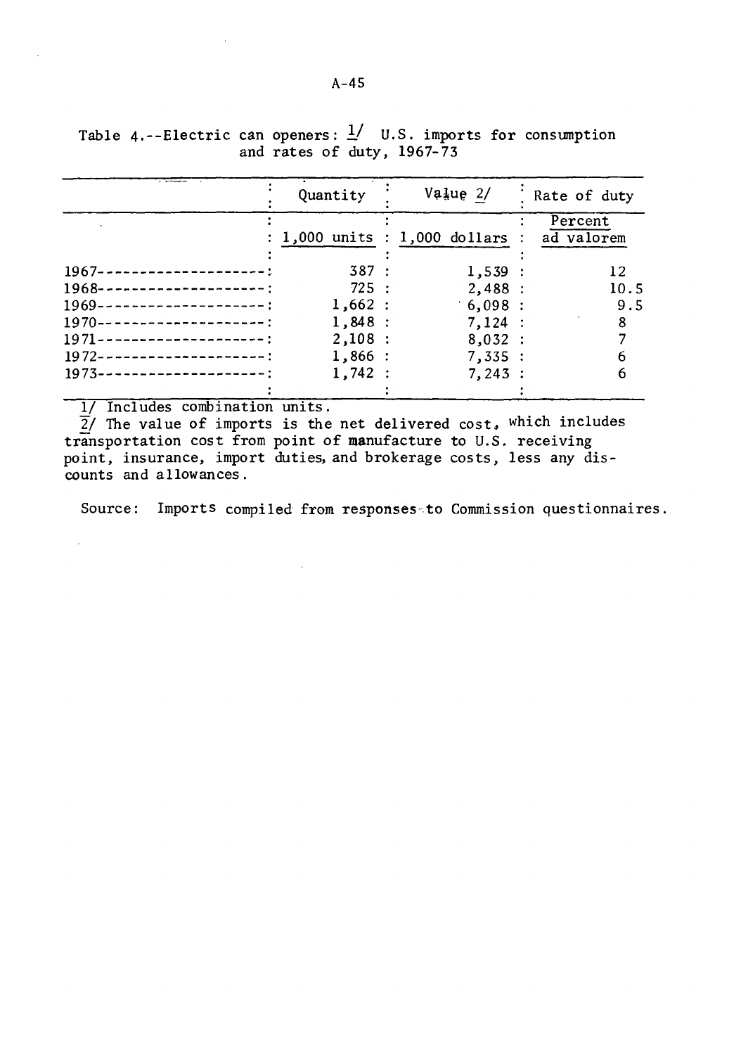Table 4.--Electric can openers: 1/ U.S. imports for consumption and rates of duty, 1967-73

| | Quantity | Value 2/ | Rate of duty |
|---|---|---|---|
| | 1,000 units | 1,000 dollars | Percent ad valorem |
| 1967 | 387 | 1,539 | 12 |
| 1968 | 725 | 2,488 | 10.5 |
| 1969 | 1,662 | 6,098 | 9.5 |
| 1970 | 1,848 | 7,124 | 8 |
| 1971 | 2,108 | 8,032 | 7 |
| 1972 | 1,866 | 7,335 | 6 |
| 1973 | 1,742 | 7,243 | 6 |

1/ Includes combination units.
2/ The value of imports is the net delivered cost, which includes transportation cost from point of manufacture to U.S. receiving point, insurance, import duties, and brokerage costs, less any discounts and allowances.

Source: Imports compiled from responses to Commission questionnaires.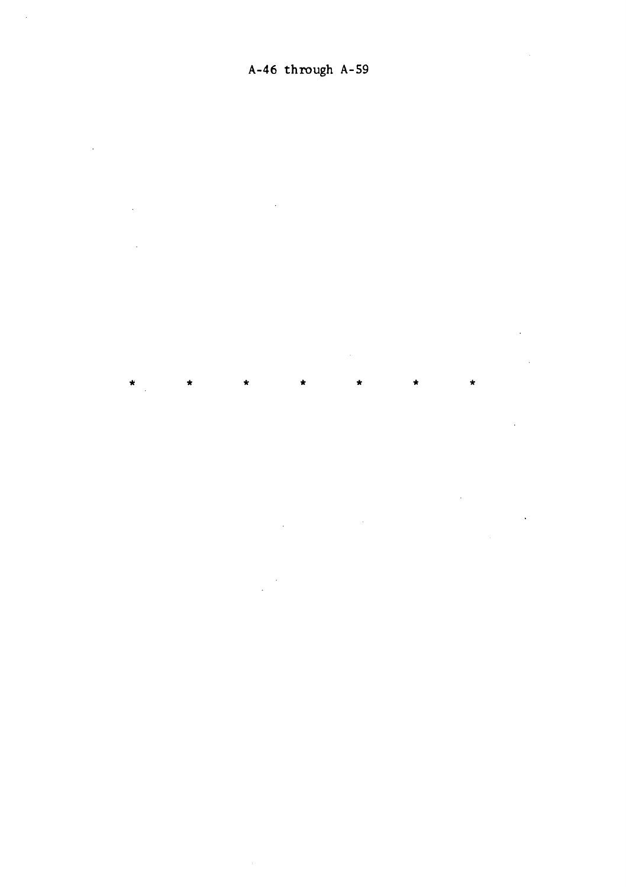A-46 through A-59

\*       \*       \*       \*       \*       \*       \*

A-46 through A-59

*       *       *       *       *       *       *